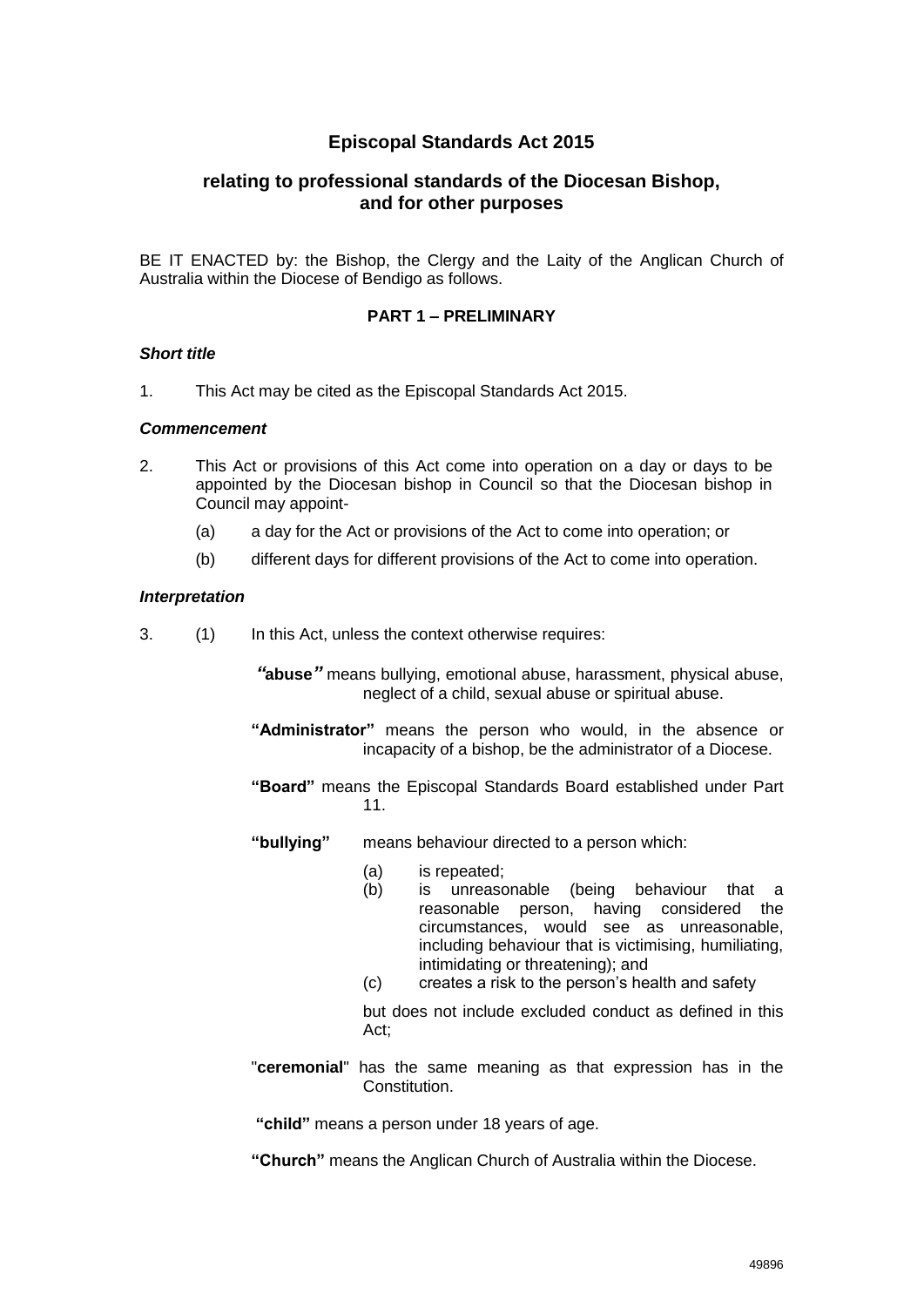# Episcopal Standards Act 2015

## relating to professional standards of the Diocesan Bishop, and for other purposes

BE IT ENACTED by: the Bishop, the Clergy and the Laity of the Anglican Church of Australia within the Diocese of Bendigo as follows.

### PART 1 – PRELIMINARY

***Short title***

1. This Act may be cited as the Episcopal Standards Act 2015.

***Commencement***

2. This Act or provisions of this Act come into operation on a day or days to be appointed by the Diocesan bishop in Council so that the Diocesan bishop in Council may appoint-
   - (a) a day for the Act or provisions of the Act to come into operation; or
   - (b) different days for different provisions of the Act to come into operation.

***Interpretation***

3. (1) In this Act, unless the context otherwise requires:

   **"abuse"** means bullying, emotional abuse, harassment, physical abuse, neglect of a child, sexual abuse or spiritual abuse.

   **"Administrator"** means the person who would, in the absence or incapacity of a bishop, be the administrator of a Diocese.

   **"Board"** means the Episcopal Standards Board established under Part 11.

   **"bullying"** means behaviour directed to a person which:
   - (a) is repeated;
   - (b) is unreasonable (being behaviour that a reasonable person, having considered the circumstances, would see as unreasonable, including behaviour that is victimising, humiliating, intimidating or threatening); and
   - (c) creates a risk to the person's health and safety

   but does not include excluded conduct as defined in this Act;

   "**ceremonial**" has the same meaning as that expression has in the Constitution.

   **"child"** means a person under 18 years of age.

   **"Church"** means the Anglican Church of Australia within the Diocese.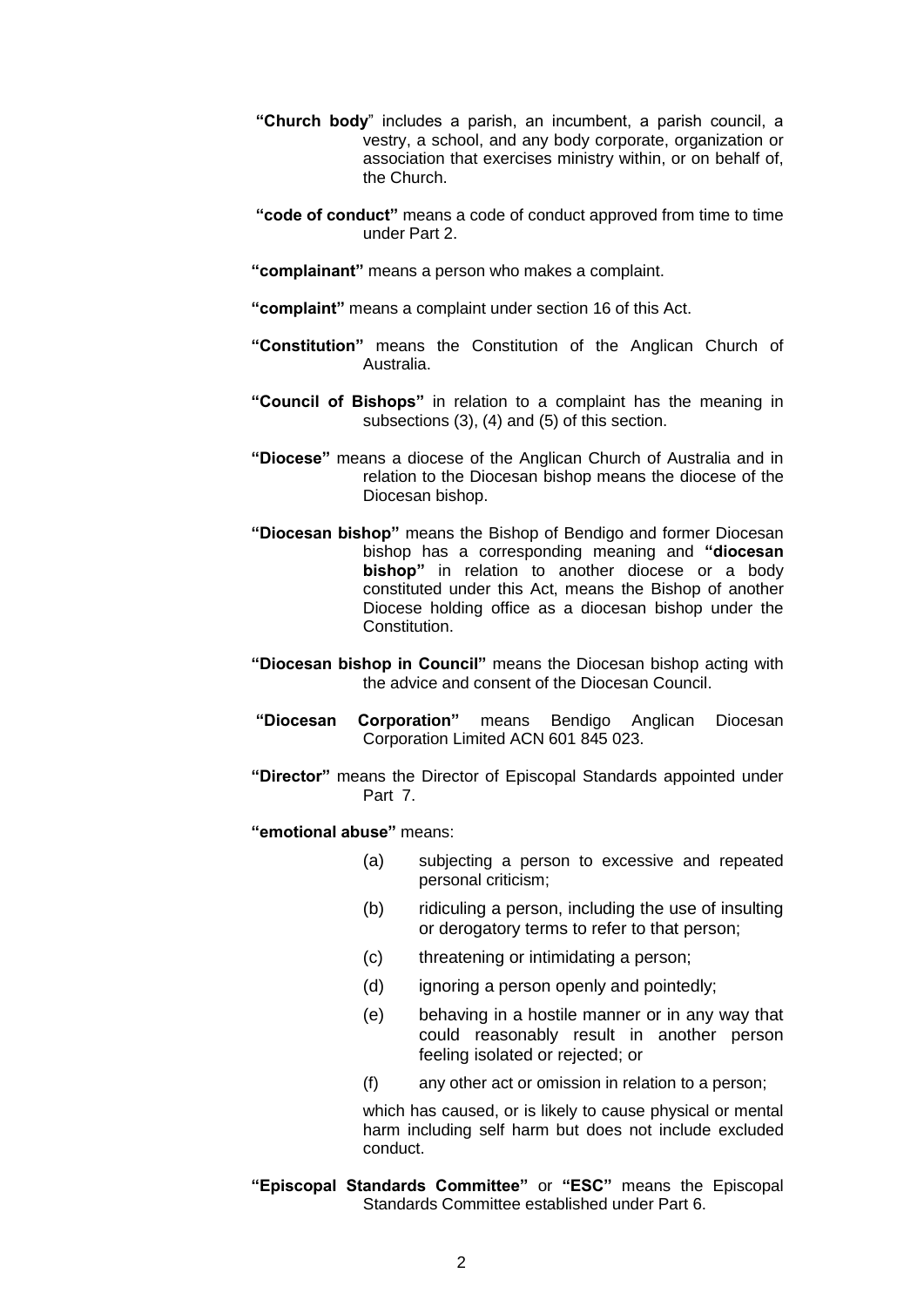**"Church body**" includes a parish, an incumbent, a parish council, a vestry, a school, and any body corporate, organization or association that exercises ministry within, or on behalf of, the Church.

**"code of conduct"** means a code of conduct approved from time to time under Part 2.

**"complainant"** means a person who makes a complaint.

**"complaint"** means a complaint under section 16 of this Act.

**"Constitution"** means the Constitution of the Anglican Church of Australia.

**"Council of Bishops"** in relation to a complaint has the meaning in subsections (3), (4) and (5) of this section.

**"Diocese"** means a diocese of the Anglican Church of Australia and in relation to the Diocesan bishop means the diocese of the Diocesan bishop.

**"Diocesan bishop"** means the Bishop of Bendigo and former Diocesan bishop has a corresponding meaning and **"diocesan bishop"** in relation to another diocese or a body constituted under this Act, means the Bishop of another Diocese holding office as a diocesan bishop under the Constitution.

**"Diocesan bishop in Council"** means the Diocesan bishop acting with the advice and consent of the Diocesan Council.

**"Diocesan Corporation"** means Bendigo Anglican Diocesan Corporation Limited ACN 601 845 023.

**"Director"** means the Director of Episcopal Standards appointed under Part 7.

**"emotional abuse"** means:

(a) subjecting a person to excessive and repeated personal criticism;

(b) ridiculing a person, including the use of insulting or derogatory terms to refer to that person;

(c) threatening or intimidating a person;

(d) ignoring a person openly and pointedly;

(e) behaving in a hostile manner or in any way that could reasonably result in another person feeling isolated or rejected; or

(f) any other act or omission in relation to a person;

which has caused, or is likely to cause physical or mental harm including self harm but does not include excluded conduct.

**"Episcopal Standards Committee"** or **"ESC"** means the Episcopal Standards Committee established under Part 6.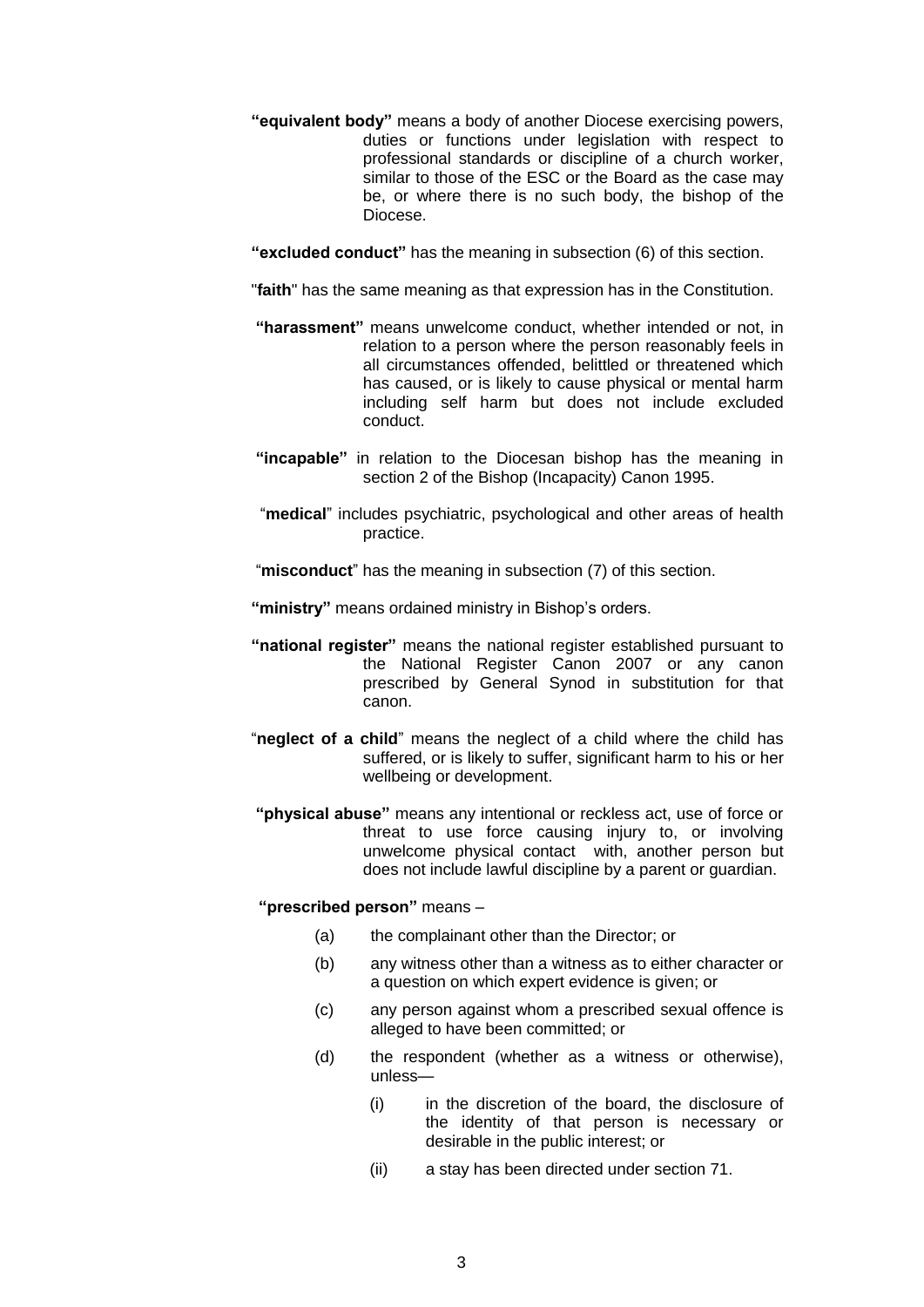**"equivalent body"** means a body of another Diocese exercising powers, duties or functions under legislation with respect to professional standards or discipline of a church worker, similar to those of the ESC or the Board as the case may be, or where there is no such body, the bishop of the Diocese.

**"excluded conduct"** has the meaning in subsection (6) of this section.

"**faith**" has the same meaning as that expression has in the Constitution.

**"harassment"** means unwelcome conduct, whether intended or not, in relation to a person where the person reasonably feels in all circumstances offended, belittled or threatened which has caused, or is likely to cause physical or mental harm including self harm but does not include excluded conduct.

**"incapable"** in relation to the Diocesan bishop has the meaning in section 2 of the Bishop (Incapacity) Canon 1995.

"**medical**" includes psychiatric, psychological and other areas of health practice.

"**misconduct**" has the meaning in subsection (7) of this section.

**"ministry"** means ordained ministry in Bishop's orders.

**"national register"** means the national register established pursuant to the National Register Canon 2007 or any canon prescribed by General Synod in substitution for that canon.

"**neglect of a child**" means the neglect of a child where the child has suffered, or is likely to suffer, significant harm to his or her wellbeing or development.

**"physical abuse"** means any intentional or reckless act, use of force or threat to use force causing injury to, or involving unwelcome physical contact with, another person but does not include lawful discipline by a parent or guardian.

**"prescribed person"** means –

- (a) the complainant other than the Director; or
- (b) any witness other than a witness as to either character or a question on which expert evidence is given; or
- (c) any person against whom a prescribed sexual offence is alleged to have been committed; or
- (d) the respondent (whether as a witness or otherwise), unless—
  - (i) in the discretion of the board, the disclosure of the identity of that person is necessary or desirable in the public interest; or
  - (ii) a stay has been directed under section 71.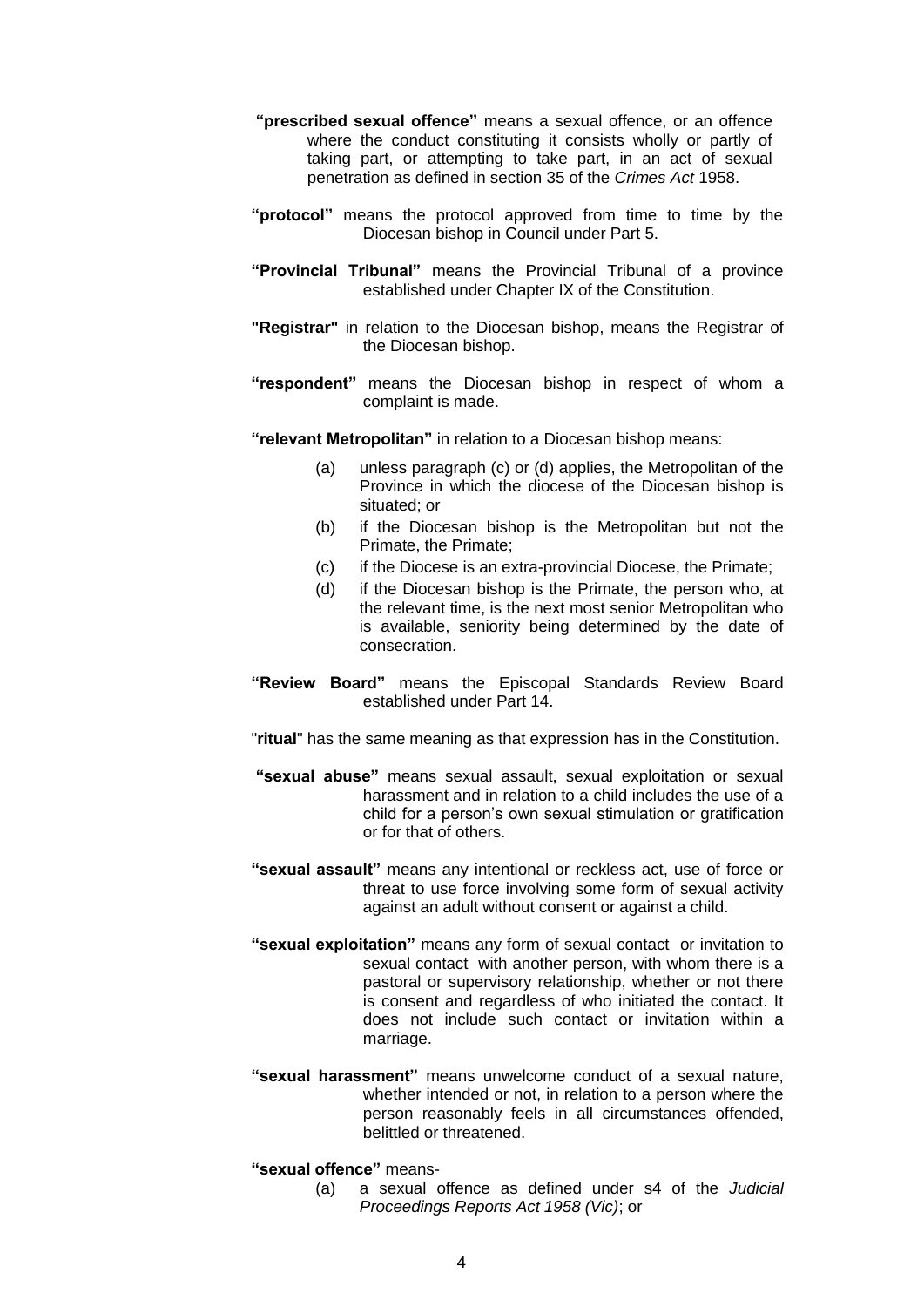**"prescribed sexual offence"** means a sexual offence, or an offence where the conduct constituting it consists wholly or partly of taking part, or attempting to take part, in an act of sexual penetration as defined in section 35 of the *Crimes Act* 1958.

**"protocol"** means the protocol approved from time to time by the Diocesan bishop in Council under Part 5.

**"Provincial Tribunal"** means the Provincial Tribunal of a province established under Chapter IX of the Constitution.

**"Registrar"** in relation to the Diocesan bishop, means the Registrar of the Diocesan bishop.

**"respondent"** means the Diocesan bishop in respect of whom a complaint is made.

**"relevant Metropolitan"** in relation to a Diocesan bishop means:

- (a) unless paragraph (c) or (d) applies, the Metropolitan of the Province in which the diocese of the Diocesan bishop is situated; or
- (b) if the Diocesan bishop is the Metropolitan but not the Primate, the Primate;
- (c) if the Diocese is an extra-provincial Diocese, the Primate;
- (d) if the Diocesan bishop is the Primate, the person who, at the relevant time, is the next most senior Metropolitan who is available, seniority being determined by the date of consecration.

**"Review Board"** means the Episcopal Standards Review Board established under Part 14.

"**ritual**" has the same meaning as that expression has in the Constitution.

**"sexual abuse"** means sexual assault, sexual exploitation or sexual harassment and in relation to a child includes the use of a child for a person's own sexual stimulation or gratification or for that of others.

**"sexual assault"** means any intentional or reckless act, use of force or threat to use force involving some form of sexual activity against an adult without consent or against a child.

**"sexual exploitation"** means any form of sexual contact or invitation to sexual contact with another person, with whom there is a pastoral or supervisory relationship, whether or not there is consent and regardless of who initiated the contact. It does not include such contact or invitation within a marriage.

**"sexual harassment"** means unwelcome conduct of a sexual nature, whether intended or not, in relation to a person where the person reasonably feels in all circumstances offended, belittled or threatened.

**"sexual offence"** means-

- (a) a sexual offence as defined under s4 of the *Judicial Proceedings Reports Act 1958 (Vic)*; or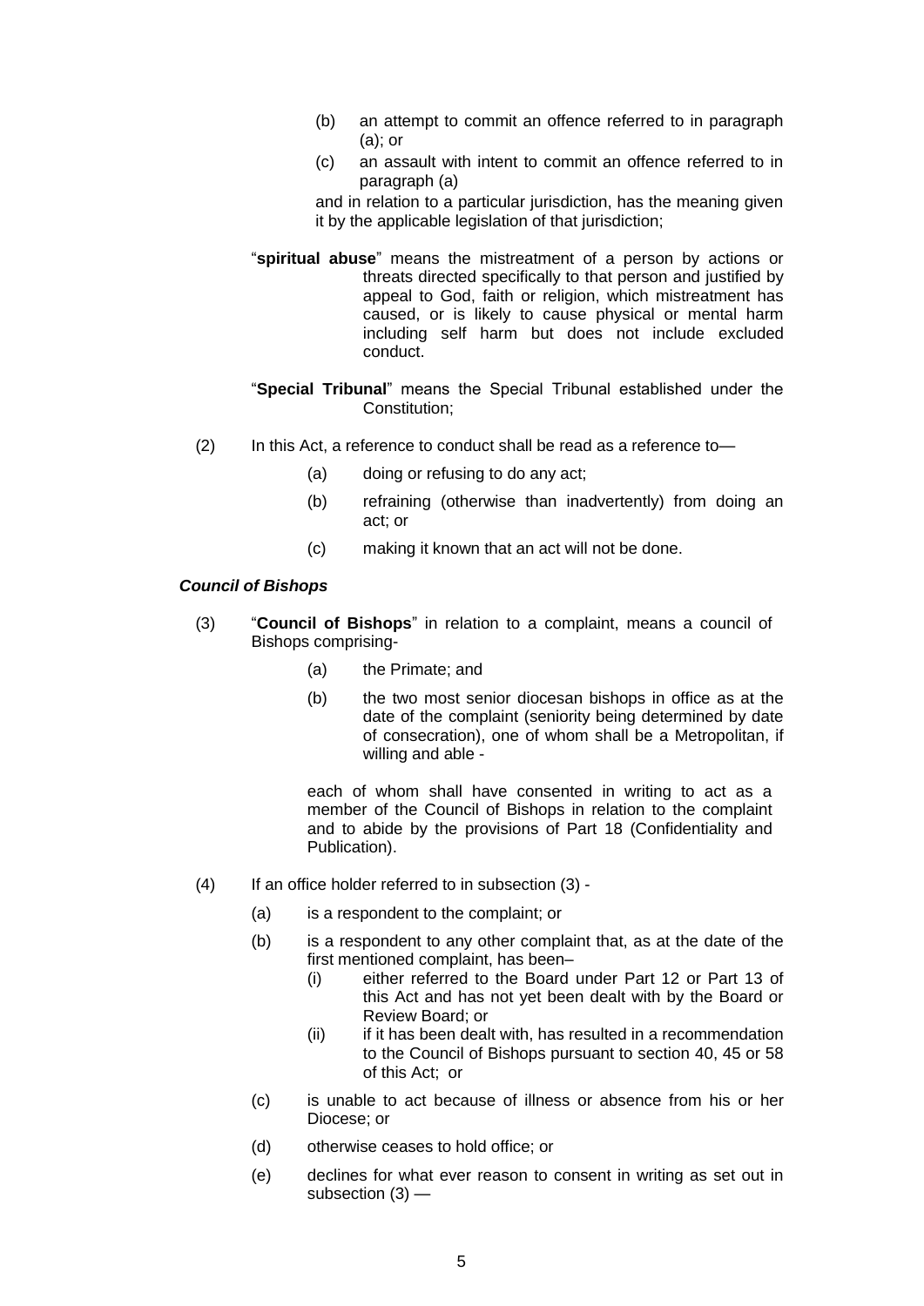(b) an attempt to commit an offence referred to in paragraph (a); or

(c) an assault with intent to commit an offence referred to in paragraph (a)

and in relation to a particular jurisdiction, has the meaning given it by the applicable legislation of that jurisdiction;

"**spiritual abuse**" means the mistreatment of a person by actions or threats directed specifically to that person and justified by appeal to God, faith or religion, which mistreatment has caused, or is likely to cause physical or mental harm including self harm but does not include excluded conduct.

"**Special Tribunal**" means the Special Tribunal established under the Constitution;

(2) In this Act, a reference to conduct shall be read as a reference to—

(a) doing or refusing to do any act;

(b) refraining (otherwise than inadvertently) from doing an act; or

(c) making it known that an act will not be done.

***Council of Bishops***

(3) "**Council of Bishops**" in relation to a complaint, means a council of Bishops comprising-

(a) the Primate; and

(b) the two most senior diocesan bishops in office as at the date of the complaint (seniority being determined by date of consecration), one of whom shall be a Metropolitan, if willing and able -

each of whom shall have consented in writing to act as a member of the Council of Bishops in relation to the complaint and to abide by the provisions of Part 18 (Confidentiality and Publication).

(4) If an office holder referred to in subsection (3) -

(a) is a respondent to the complaint; or

(b) is a respondent to any other complaint that, as at the date of the first mentioned complaint, has been–

(i) either referred to the Board under Part 12 or Part 13 of this Act and has not yet been dealt with by the Board or Review Board; or

(ii) if it has been dealt with, has resulted in a recommendation to the Council of Bishops pursuant to section 40, 45 or 58 of this Act; or

(c) is unable to act because of illness or absence from his or her Diocese; or

(d) otherwise ceases to hold office; or

(e) declines for what ever reason to consent in writing as set out in subsection (3) —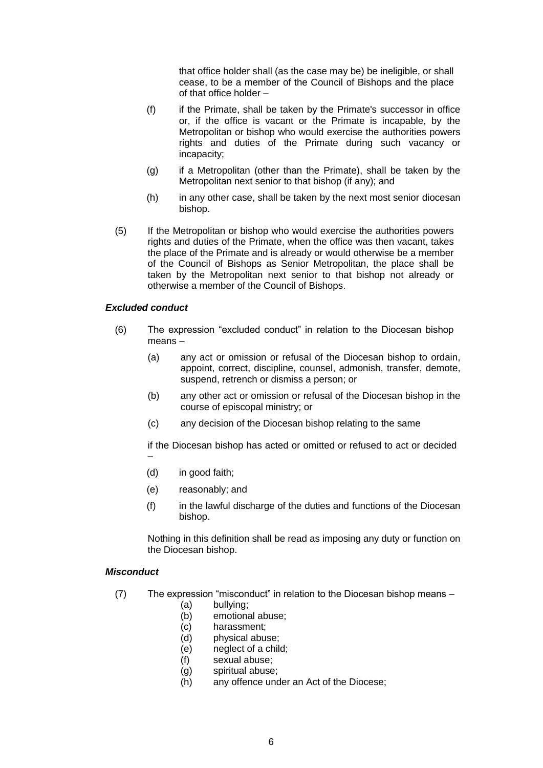that office holder shall (as the case may be) be ineligible, or shall cease, to be a member of the Council of Bishops and the place of that office holder –

(f) if the Primate, shall be taken by the Primate's successor in office or, if the office is vacant or the Primate is incapable, by the Metropolitan or bishop who would exercise the authorities powers rights and duties of the Primate during such vacancy or incapacity;

(g) if a Metropolitan (other than the Primate), shall be taken by the Metropolitan next senior to that bishop (if any); and

(h) in any other case, shall be taken by the next most senior diocesan bishop.

(5) If the Metropolitan or bishop who would exercise the authorities powers rights and duties of the Primate, when the office was then vacant, takes the place of the Primate and is already or would otherwise be a member of the Council of Bishops as Senior Metropolitan, the place shall be taken by the Metropolitan next senior to that bishop not already or otherwise a member of the Council of Bishops.

***Excluded conduct***

(6) The expression "excluded conduct" in relation to the Diocesan bishop means –

(a) any act or omission or refusal of the Diocesan bishop to ordain, appoint, correct, discipline, counsel, admonish, transfer, demote, suspend, retrench or dismiss a person; or

(b) any other act or omission or refusal of the Diocesan bishop in the course of episcopal ministry; or

(c) any decision of the Diocesan bishop relating to the same

if the Diocesan bishop has acted or omitted or refused to act or decided –

(d) in good faith;

(e) reasonably; and

(f) in the lawful discharge of the duties and functions of the Diocesan bishop.

Nothing in this definition shall be read as imposing any duty or function on the Diocesan bishop.

***Misconduct***

(7) The expression "misconduct" in relation to the Diocesan bishop means –

(a) bullying;
(b) emotional abuse;
(c) harassment;
(d) physical abuse;
(e) neglect of a child;
(f) sexual abuse;
(g) spiritual abuse;
(h) any offence under an Act of the Diocese;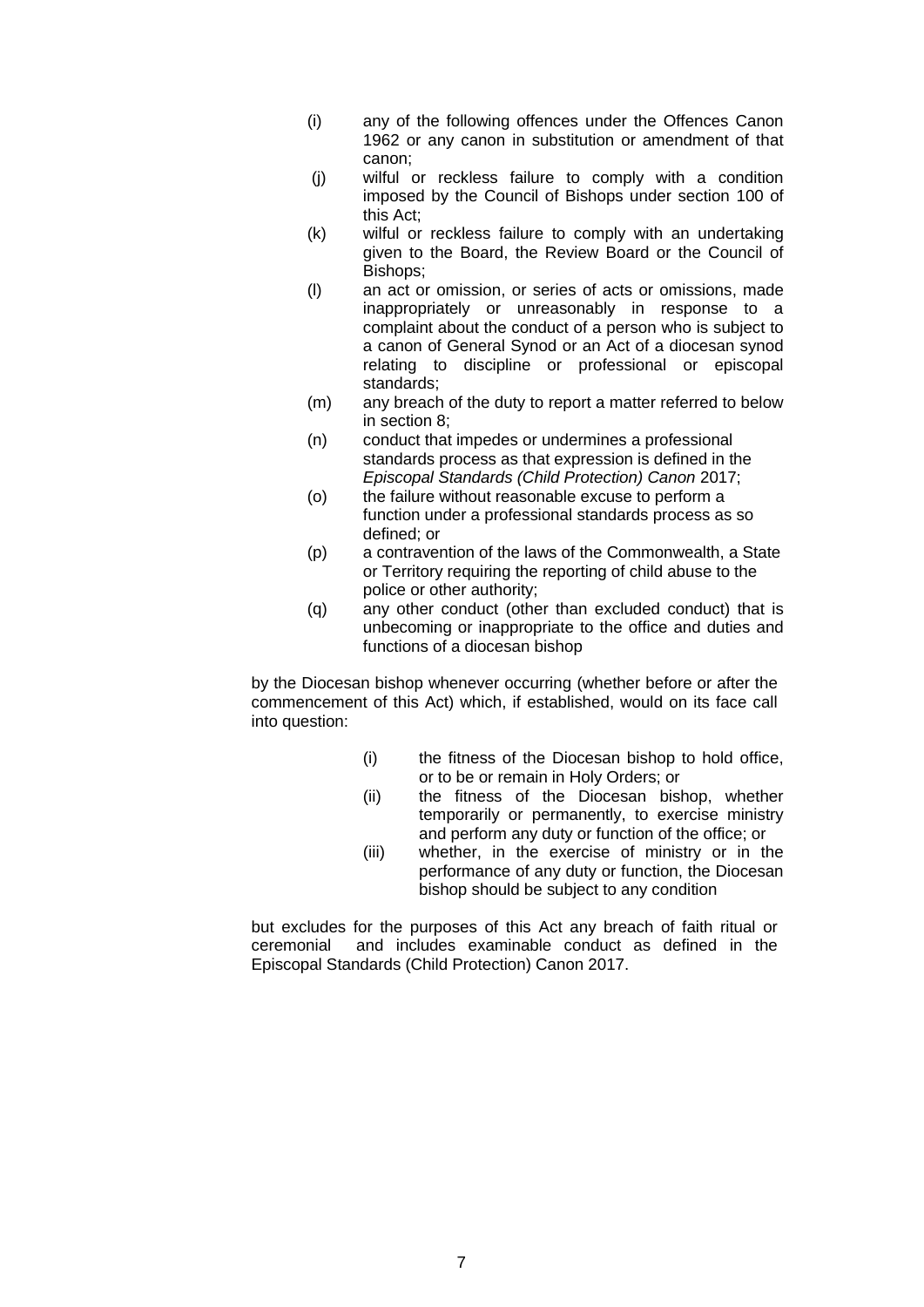(i) any of the following offences under the Offences Canon 1962 or any canon in substitution or amendment of that canon;

(j) wilful or reckless failure to comply with a condition imposed by the Council of Bishops under section 100 of this Act;

(k) wilful or reckless failure to comply with an undertaking given to the Board, the Review Board or the Council of Bishops;

(l) an act or omission, or series of acts or omissions, made inappropriately or unreasonably in response to a complaint about the conduct of a person who is subject to a canon of General Synod or an Act of a diocesan synod relating to discipline or professional or episcopal standards;

(m) any breach of the duty to report a matter referred to below in section 8;

(n) conduct that impedes or undermines a professional standards process as that expression is defined in the *Episcopal Standards (Child Protection) Canon* 2017;

(o) the failure without reasonable excuse to perform a function under a professional standards process as so defined; or

(p) a contravention of the laws of the Commonwealth, a State or Territory requiring the reporting of child abuse to the police or other authority;

(q) any other conduct (other than excluded conduct) that is unbecoming or inappropriate to the office and duties and functions of a diocesan bishop

by the Diocesan bishop whenever occurring (whether before or after the commencement of this Act) which, if established, would on its face call into question:

> (i) the fitness of the Diocesan bishop to hold office, or to be or remain in Holy Orders; or
>
> (ii) the fitness of the Diocesan bishop, whether temporarily or permanently, to exercise ministry and perform any duty or function of the office; or
>
> (iii) whether, in the exercise of ministry or in the performance of any duty or function, the Diocesan bishop should be subject to any condition

but excludes for the purposes of this Act any breach of faith ritual or ceremonial and includes examinable conduct as defined in the Episcopal Standards (Child Protection) Canon 2017.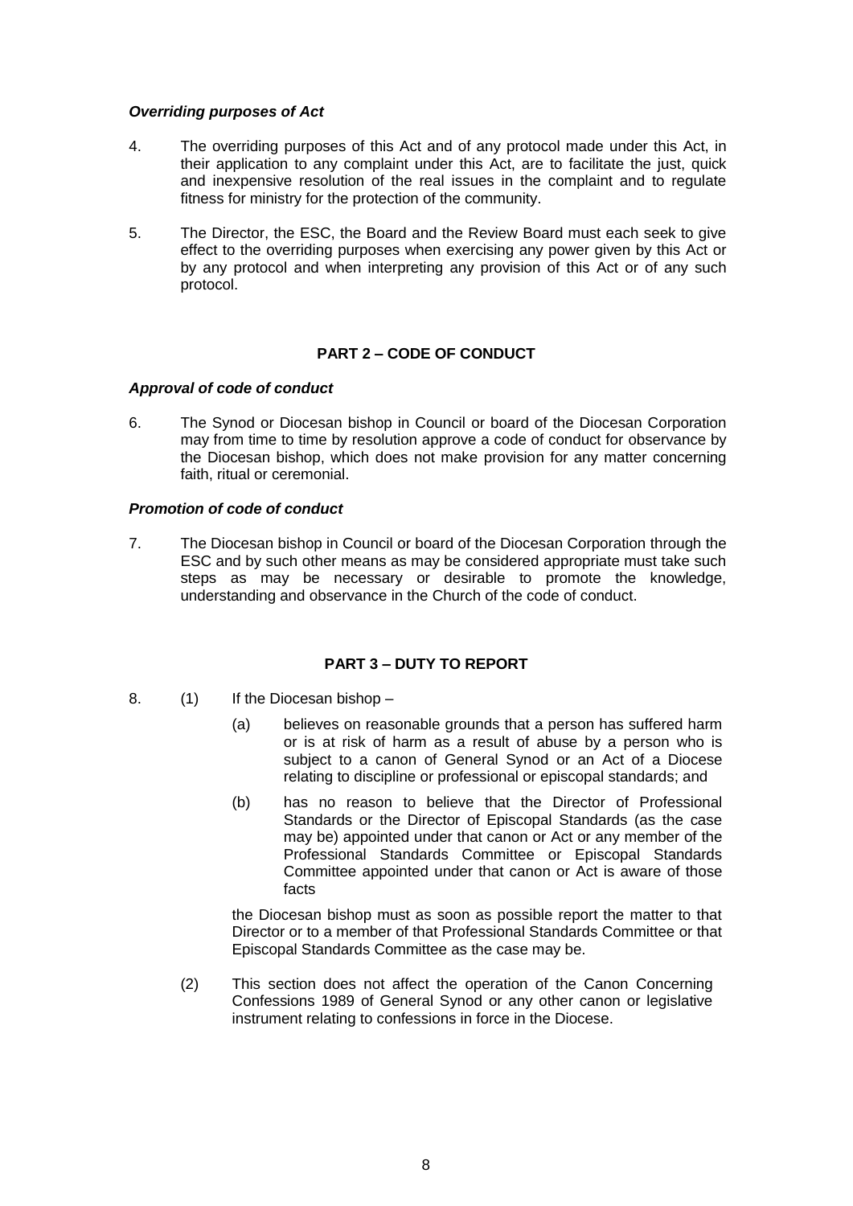***Overriding purposes of Act***

4. The overriding purposes of this Act and of any protocol made under this Act, in their application to any complaint under this Act, are to facilitate the just, quick and inexpensive resolution of the real issues in the complaint and to regulate fitness for ministry for the protection of the community.

5. The Director, the ESC, the Board and the Review Board must each seek to give effect to the overriding purposes when exercising any power given by this Act or by any protocol and when interpreting any provision of this Act or of any such protocol.

## PART 2 – CODE OF CONDUCT

***Approval of code of conduct***

6. The Synod or Diocesan bishop in Council or board of the Diocesan Corporation may from time to time by resolution approve a code of conduct for observance by the Diocesan bishop, which does not make provision for any matter concerning faith, ritual or ceremonial.

***Promotion of code of conduct***

7. The Diocesan bishop in Council or board of the Diocesan Corporation through the ESC and by such other means as may be considered appropriate must take such steps as may be necessary or desirable to promote the knowledge, understanding and observance in the Church of the code of conduct.

## PART 3 – DUTY TO REPORT

8. (1) If the Diocesan bishop –

   (a) believes on reasonable grounds that a person has suffered harm or is at risk of harm as a result of abuse by a person who is subject to a canon of General Synod or an Act of a Diocese relating to discipline or professional or episcopal standards; and

   (b) has no reason to believe that the Director of Professional Standards or the Director of Episcopal Standards (as the case may be) appointed under that canon or Act or any member of the Professional Standards Committee or Episcopal Standards Committee appointed under that canon or Act is aware of those facts

   the Diocesan bishop must as soon as possible report the matter to that Director or to a member of that Professional Standards Committee or that Episcopal Standards Committee as the case may be.

   (2) This section does not affect the operation of the Canon Concerning Confessions 1989 of General Synod or any other canon or legislative instrument relating to confessions in force in the Diocese.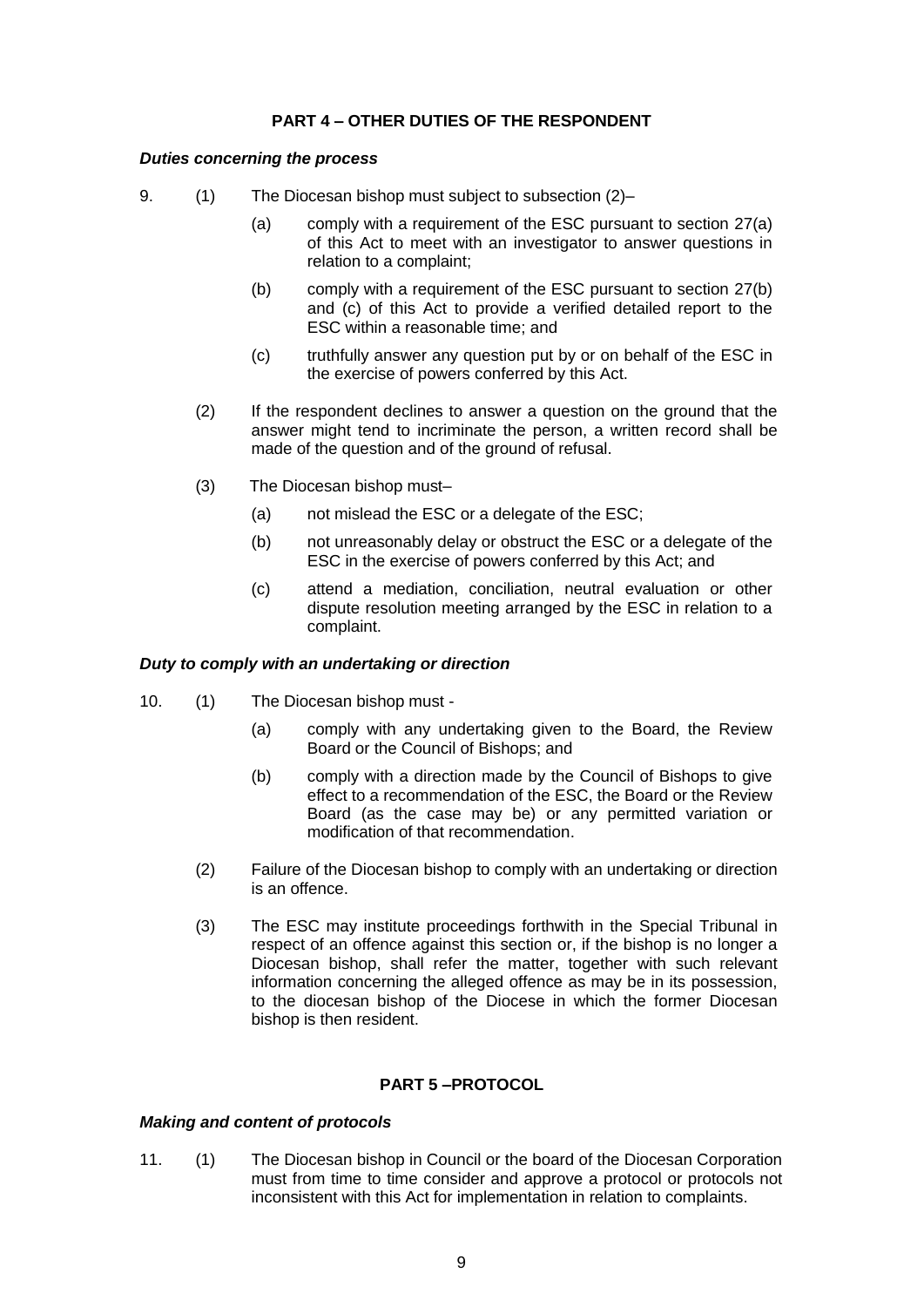## PART 4 – OTHER DUTIES OF THE RESPONDENT

***Duties concerning the process***

9. (1) The Diocesan bishop must subject to subsection (2)–

   (a) comply with a requirement of the ESC pursuant to section 27(a) of this Act to meet with an investigator to answer questions in relation to a complaint;

   (b) comply with a requirement of the ESC pursuant to section 27(b) and (c) of this Act to provide a verified detailed report to the ESC within a reasonable time; and

   (c) truthfully answer any question put by or on behalf of the ESC in the exercise of powers conferred by this Act.

   (2) If the respondent declines to answer a question on the ground that the answer might tend to incriminate the person, a written record shall be made of the question and of the ground of refusal.

   (3) The Diocesan bishop must–

   (a) not mislead the ESC or a delegate of the ESC;

   (b) not unreasonably delay or obstruct the ESC or a delegate of the ESC in the exercise of powers conferred by this Act; and

   (c) attend a mediation, conciliation, neutral evaluation or other dispute resolution meeting arranged by the ESC in relation to a complaint.

***Duty to comply with an undertaking or direction***

10. (1) The Diocesan bishop must -

   (a) comply with any undertaking given to the Board, the Review Board or the Council of Bishops; and

   (b) comply with a direction made by the Council of Bishops to give effect to a recommendation of the ESC, the Board or the Review Board (as the case may be) or any permitted variation or modification of that recommendation.

   (2) Failure of the Diocesan bishop to comply with an undertaking or direction is an offence.

   (3) The ESC may institute proceedings forthwith in the Special Tribunal in respect of an offence against this section or, if the bishop is no longer a Diocesan bishop, shall refer the matter, together with such relevant information concerning the alleged offence as may be in its possession, to the diocesan bishop of the Diocese in which the former Diocesan bishop is then resident.

## PART 5 –PROTOCOL

***Making and content of protocols***

11. (1) The Diocesan bishop in Council or the board of the Diocesan Corporation must from time to time consider and approve a protocol or protocols not inconsistent with this Act for implementation in relation to complaints.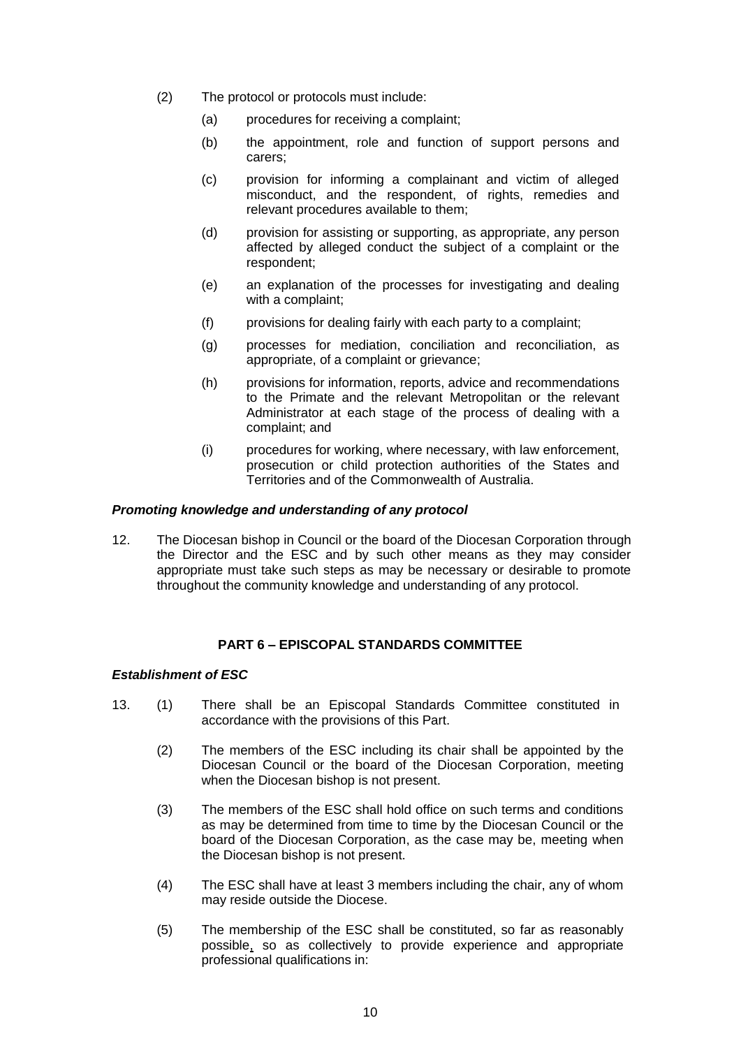(2) The protocol or protocols must include:

(a) procedures for receiving a complaint;

(b) the appointment, role and function of support persons and carers;

(c) provision for informing a complainant and victim of alleged misconduct, and the respondent, of rights, remedies and relevant procedures available to them;

(d) provision for assisting or supporting, as appropriate, any person affected by alleged conduct the subject of a complaint or the respondent;

(e) an explanation of the processes for investigating and dealing with a complaint;

(f) provisions for dealing fairly with each party to a complaint;

(g) processes for mediation, conciliation and reconciliation, as appropriate, of a complaint or grievance;

(h) provisions for information, reports, advice and recommendations to the Primate and the relevant Metropolitan or the relevant Administrator at each stage of the process of dealing with a complaint; and

(i) procedures for working, where necessary, with law enforcement, prosecution or child protection authorities of the States and Territories and of the Commonwealth of Australia.

***Promoting knowledge and understanding of any protocol***

12. The Diocesan bishop in Council or the board of the Diocesan Corporation through the Director and the ESC and by such other means as they may consider appropriate must take such steps as may be necessary or desirable to promote throughout the community knowledge and understanding of any protocol.

## PART 6 – EPISCOPAL STANDARDS COMMITTEE

***Establishment of ESC***

13. (1) There shall be an Episcopal Standards Committee constituted in accordance with the provisions of this Part.

(2) The members of the ESC including its chair shall be appointed by the Diocesan Council or the board of the Diocesan Corporation, meeting when the Diocesan bishop is not present.

(3) The members of the ESC shall hold office on such terms and conditions as may be determined from time to time by the Diocesan Council or the board of the Diocesan Corporation, as the case may be, meeting when the Diocesan bishop is not present.

(4) The ESC shall have at least 3 members including the chair, any of whom may reside outside the Diocese.

(5) The membership of the ESC shall be constituted, so far as reasonably possible, so as collectively to provide experience and appropriate professional qualifications in: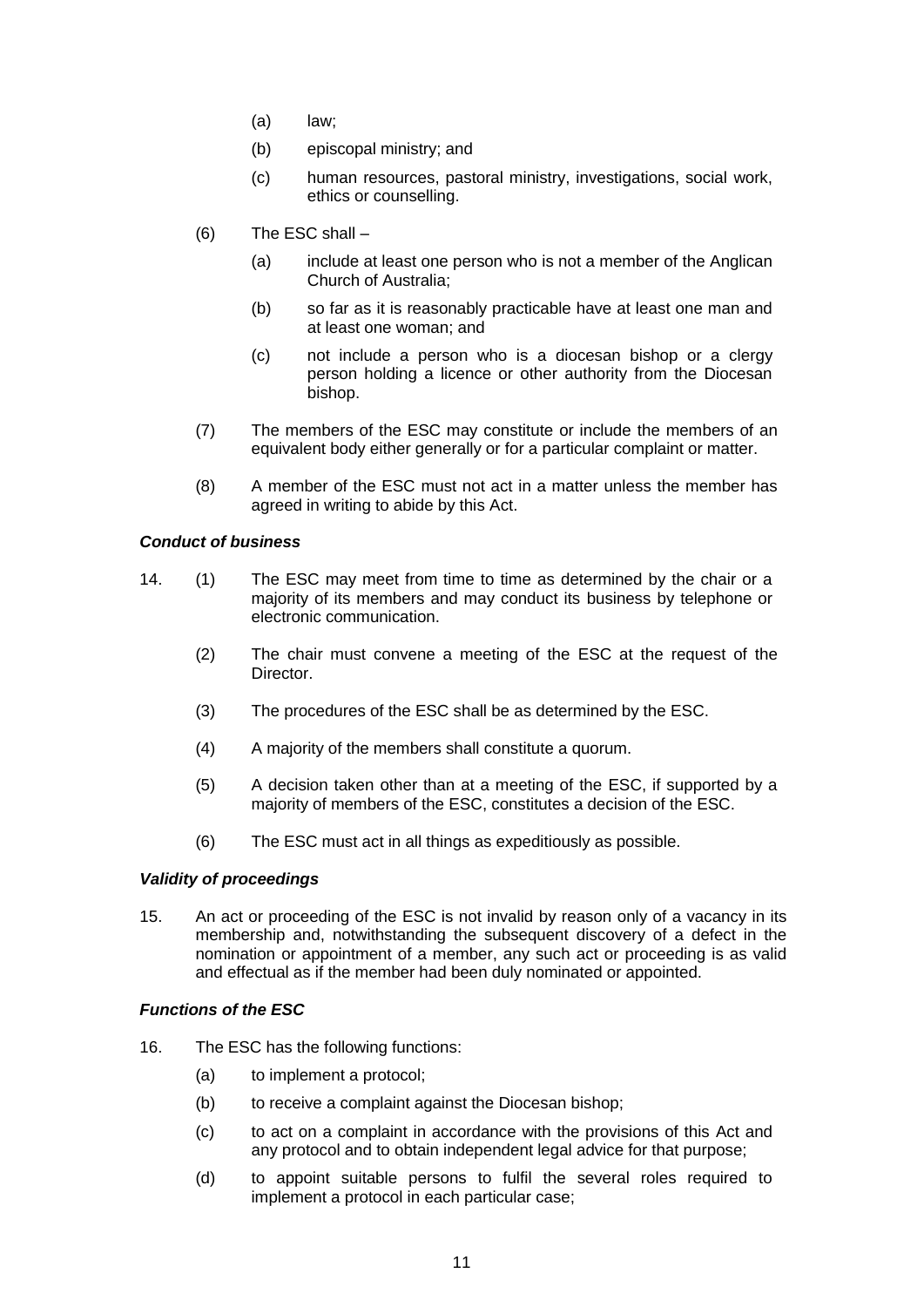(a) law;

(b) episcopal ministry; and

(c) human resources, pastoral ministry, investigations, social work, ethics or counselling.

(6) The ESC shall –

(a) include at least one person who is not a member of the Anglican Church of Australia;

(b) so far as it is reasonably practicable have at least one man and at least one woman; and

(c) not include a person who is a diocesan bishop or a clergy person holding a licence or other authority from the Diocesan bishop.

(7) The members of the ESC may constitute or include the members of an equivalent body either generally or for a particular complaint or matter.

(8) A member of the ESC must not act in a matter unless the member has agreed in writing to abide by this Act.

***Conduct of business***

14. (1) The ESC may meet from time to time as determined by the chair or a majority of its members and may conduct its business by telephone or electronic communication.

(2) The chair must convene a meeting of the ESC at the request of the Director.

(3) The procedures of the ESC shall be as determined by the ESC.

(4) A majority of the members shall constitute a quorum.

(5) A decision taken other than at a meeting of the ESC, if supported by a majority of members of the ESC, constitutes a decision of the ESC.

(6) The ESC must act in all things as expeditiously as possible.

***Validity of proceedings***

15. An act or proceeding of the ESC is not invalid by reason only of a vacancy in its membership and, notwithstanding the subsequent discovery of a defect in the nomination or appointment of a member, any such act or proceeding is as valid and effectual as if the member had been duly nominated or appointed.

***Functions of the ESC***

16. The ESC has the following functions:

(a) to implement a protocol;

(b) to receive a complaint against the Diocesan bishop;

(c) to act on a complaint in accordance with the provisions of this Act and any protocol and to obtain independent legal advice for that purpose;

(d) to appoint suitable persons to fulfil the several roles required to implement a protocol in each particular case;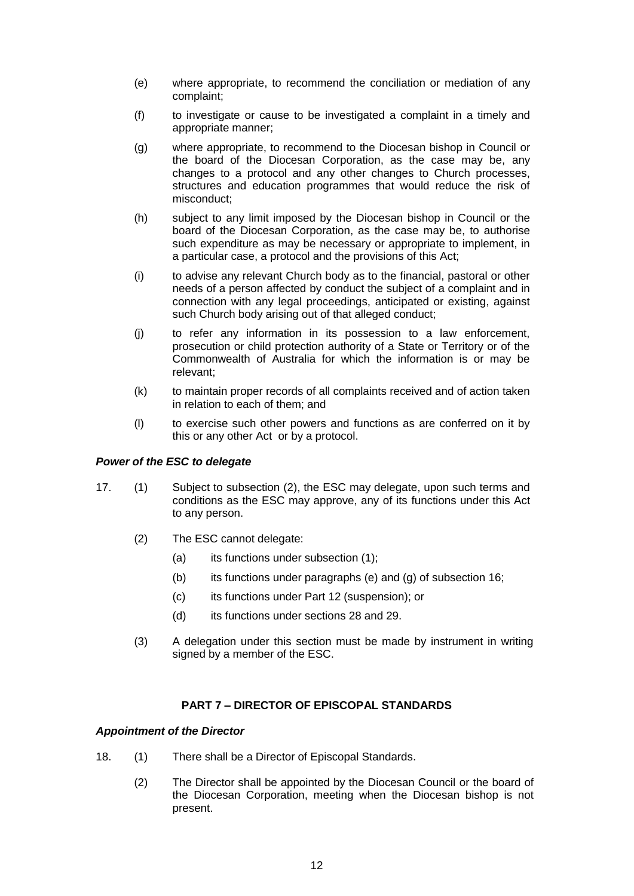(e) where appropriate, to recommend the conciliation or mediation of any complaint;

(f) to investigate or cause to be investigated a complaint in a timely and appropriate manner;

(g) where appropriate, to recommend to the Diocesan bishop in Council or the board of the Diocesan Corporation, as the case may be, any changes to a protocol and any other changes to Church processes, structures and education programmes that would reduce the risk of misconduct;

(h) subject to any limit imposed by the Diocesan bishop in Council or the board of the Diocesan Corporation, as the case may be, to authorise such expenditure as may be necessary or appropriate to implement, in a particular case, a protocol and the provisions of this Act;

(i) to advise any relevant Church body as to the financial, pastoral or other needs of a person affected by conduct the subject of a complaint and in connection with any legal proceedings, anticipated or existing, against such Church body arising out of that alleged conduct;

(j) to refer any information in its possession to a law enforcement, prosecution or child protection authority of a State or Territory or of the Commonwealth of Australia for which the information is or may be relevant;

(k) to maintain proper records of all complaints received and of action taken in relation to each of them; and

(l) to exercise such other powers and functions as are conferred on it by this or any other Act or by a protocol.

***Power of the ESC to delegate***

17. (1) Subject to subsection (2), the ESC may delegate, upon such terms and conditions as the ESC may approve, any of its functions under this Act to any person.

(2) The ESC cannot delegate:

(a) its functions under subsection (1);

(b) its functions under paragraphs (e) and (g) of subsection 16;

(c) its functions under Part 12 (suspension); or

(d) its functions under sections 28 and 29.

(3) A delegation under this section must be made by instrument in writing signed by a member of the ESC.

## PART 7 – DIRECTOR OF EPISCOPAL STANDARDS

***Appointment of the Director***

18. (1) There shall be a Director of Episcopal Standards.

(2) The Director shall be appointed by the Diocesan Council or the board of the Diocesan Corporation, meeting when the Diocesan bishop is not present.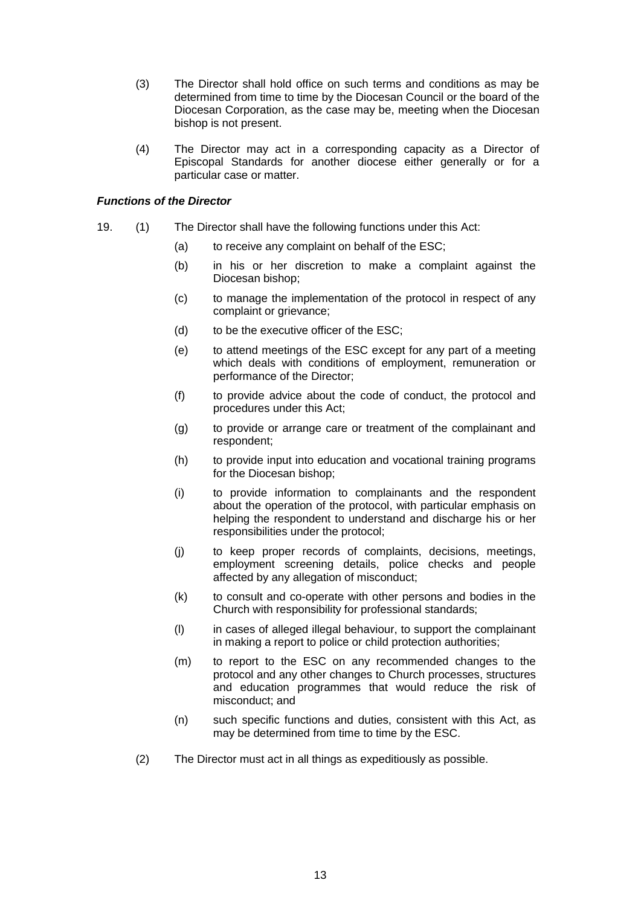(3) The Director shall hold office on such terms and conditions as may be determined from time to time by the Diocesan Council or the board of the Diocesan Corporation, as the case may be, meeting when the Diocesan bishop is not present.

(4) The Director may act in a corresponding capacity as a Director of Episcopal Standards for another diocese either generally or for a particular case or matter.

***Functions of the Director***

19. (1) The Director shall have the following functions under this Act:

(a) to receive any complaint on behalf of the ESC;

(b) in his or her discretion to make a complaint against the Diocesan bishop;

(c) to manage the implementation of the protocol in respect of any complaint or grievance;

(d) to be the executive officer of the ESC;

(e) to attend meetings of the ESC except for any part of a meeting which deals with conditions of employment, remuneration or performance of the Director;

(f) to provide advice about the code of conduct, the protocol and procedures under this Act;

(g) to provide or arrange care or treatment of the complainant and respondent;

(h) to provide input into education and vocational training programs for the Diocesan bishop;

(i) to provide information to complainants and the respondent about the operation of the protocol, with particular emphasis on helping the respondent to understand and discharge his or her responsibilities under the protocol;

(j) to keep proper records of complaints, decisions, meetings, employment screening details, police checks and people affected by any allegation of misconduct;

(k) to consult and co-operate with other persons and bodies in the Church with responsibility for professional standards;

(l) in cases of alleged illegal behaviour, to support the complainant in making a report to police or child protection authorities;

(m) to report to the ESC on any recommended changes to the protocol and any other changes to Church processes, structures and education programmes that would reduce the risk of misconduct; and

(n) such specific functions and duties, consistent with this Act, as may be determined from time to time by the ESC.

(2) The Director must act in all things as expeditiously as possible.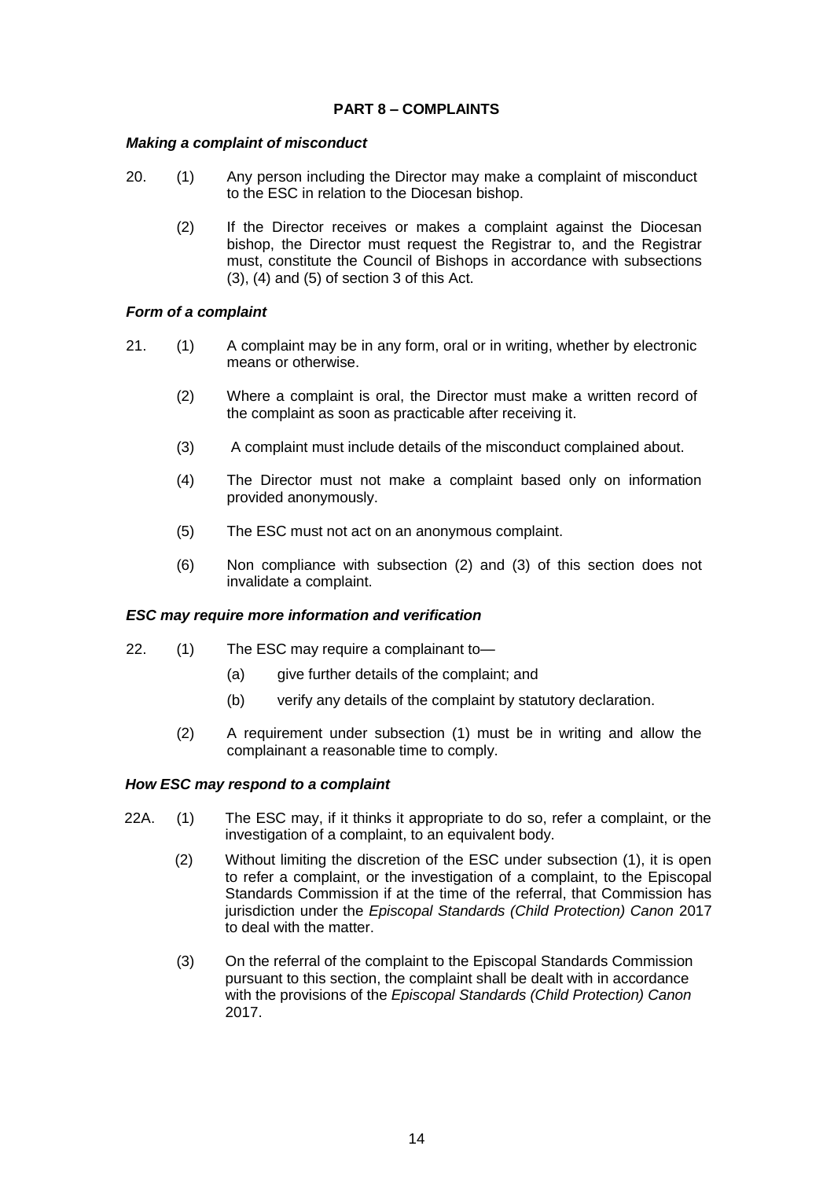## PART 8 – COMPLAINTS

***Making a complaint of misconduct***

20. (1) Any person including the Director may make a complaint of misconduct to the ESC in relation to the Diocesan bishop.

(2) If the Director receives or makes a complaint against the Diocesan bishop, the Director must request the Registrar to, and the Registrar must, constitute the Council of Bishops in accordance with subsections (3), (4) and (5) of section 3 of this Act.

***Form of a complaint***

21. (1) A complaint may be in any form, oral or in writing, whether by electronic means or otherwise.

(2) Where a complaint is oral, the Director must make a written record of the complaint as soon as practicable after receiving it.

(3) A complaint must include details of the misconduct complained about.

(4) The Director must not make a complaint based only on information provided anonymously.

(5) The ESC must not act on an anonymous complaint.

(6) Non compliance with subsection (2) and (3) of this section does not invalidate a complaint.

***ESC may require more information and verification***

22. (1) The ESC may require a complainant to—

(a) give further details of the complaint; and

(b) verify any details of the complaint by statutory declaration.

(2) A requirement under subsection (1) must be in writing and allow the complainant a reasonable time to comply.

***How ESC may respond to a complaint***

22A. (1) The ESC may, if it thinks it appropriate to do so, refer a complaint, or the investigation of a complaint, to an equivalent body.

(2) Without limiting the discretion of the ESC under subsection (1), it is open to refer a complaint, or the investigation of a complaint, to the Episcopal Standards Commission if at the time of the referral, that Commission has jurisdiction under the *Episcopal Standards (Child Protection) Canon* 2017 to deal with the matter.

(3) On the referral of the complaint to the Episcopal Standards Commission pursuant to this section, the complaint shall be dealt with in accordance with the provisions of the *Episcopal Standards (Child Protection) Canon* 2017.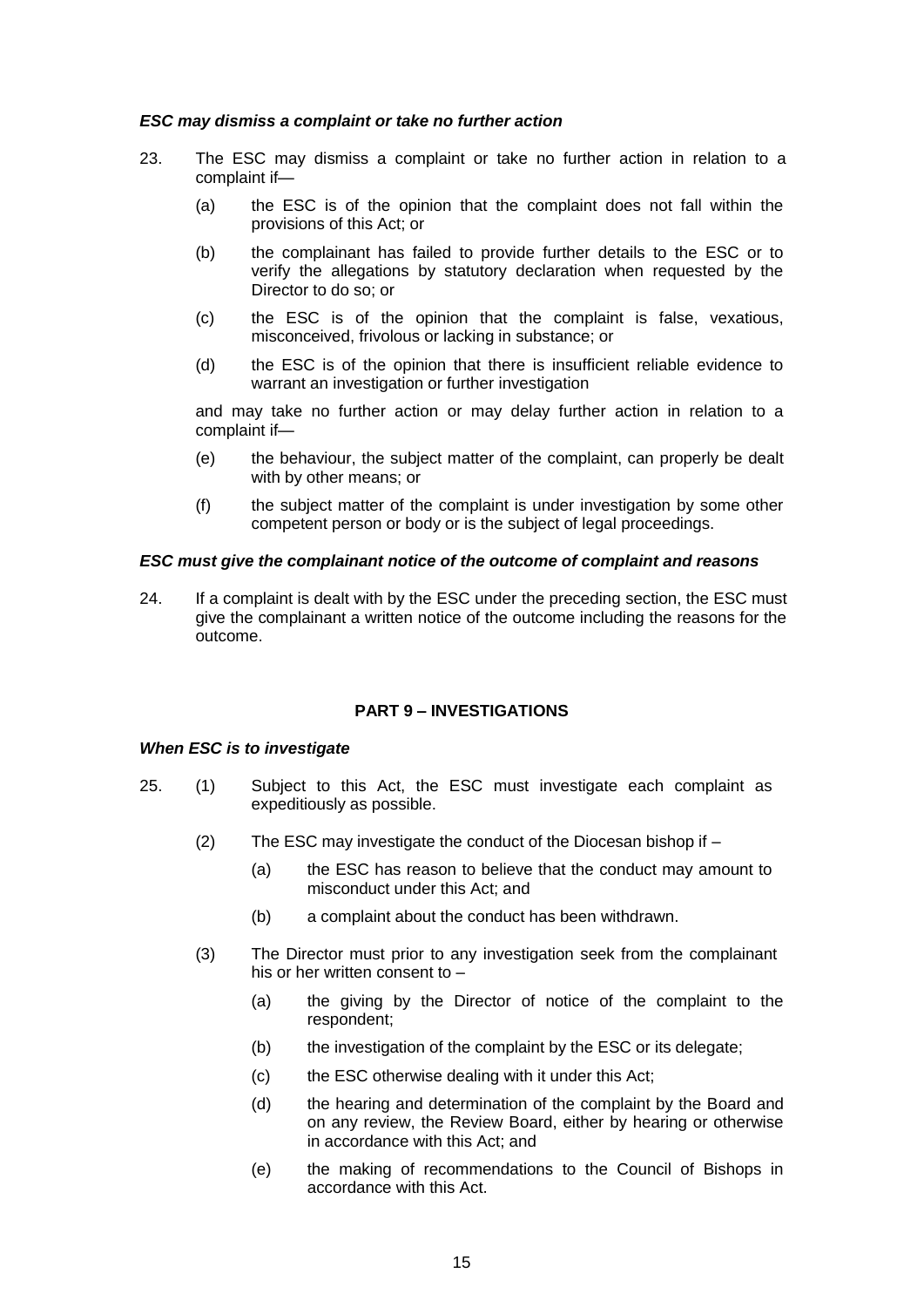***ESC may dismiss a complaint or take no further action***

23. The ESC may dismiss a complaint or take no further action in relation to a complaint if—

    (a) the ESC is of the opinion that the complaint does not fall within the provisions of this Act; or

    (b) the complainant has failed to provide further details to the ESC or to verify the allegations by statutory declaration when requested by the Director to do so; or

    (c) the ESC is of the opinion that the complaint is false, vexatious, misconceived, frivolous or lacking in substance; or

    (d) the ESC is of the opinion that there is insufficient reliable evidence to warrant an investigation or further investigation

    and may take no further action or may delay further action in relation to a complaint if—

    (e) the behaviour, the subject matter of the complaint, can properly be dealt with by other means; or

    (f) the subject matter of the complaint is under investigation by some other competent person or body or is the subject of legal proceedings.

***ESC must give the complainant notice of the outcome of complaint and reasons***

24. If a complaint is dealt with by the ESC under the preceding section, the ESC must give the complainant a written notice of the outcome including the reasons for the outcome.

## PART 9 – INVESTIGATIONS

***When ESC is to investigate***

25. (1) Subject to this Act, the ESC must investigate each complaint as expeditiously as possible.

    (2) The ESC may investigate the conduct of the Diocesan bishop if –

    (a) the ESC has reason to believe that the conduct may amount to misconduct under this Act; and

    (b) a complaint about the conduct has been withdrawn.

    (3) The Director must prior to any investigation seek from the complainant his or her written consent to –

    (a) the giving by the Director of notice of the complaint to the respondent;

    (b) the investigation of the complaint by the ESC or its delegate;

    (c) the ESC otherwise dealing with it under this Act;

    (d) the hearing and determination of the complaint by the Board and on any review, the Review Board, either by hearing or otherwise in accordance with this Act; and

    (e) the making of recommendations to the Council of Bishops in accordance with this Act.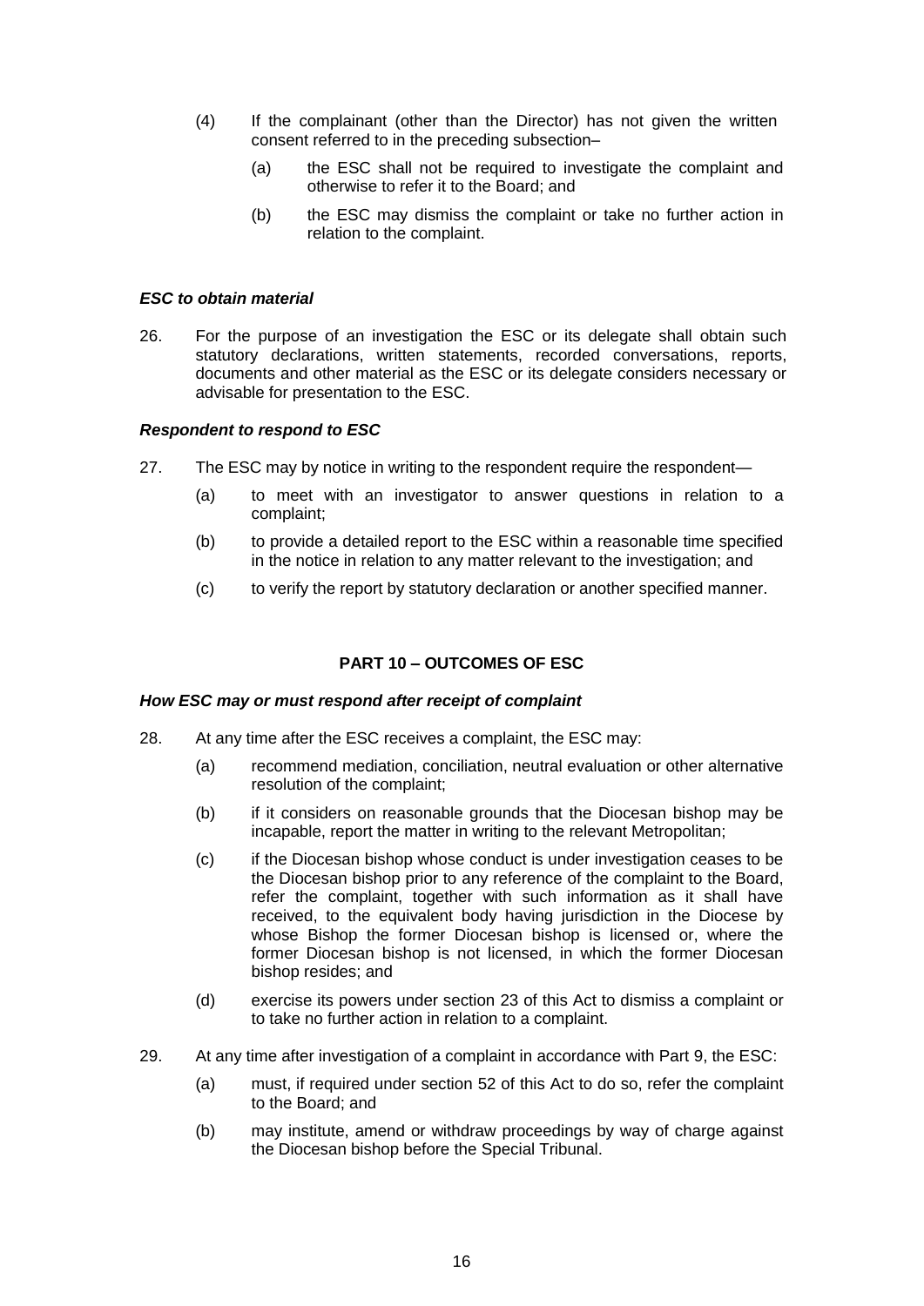(4) If the complainant (other than the Director) has not given the written consent referred to in the preceding subsection–

(a) the ESC shall not be required to investigate the complaint and otherwise to refer it to the Board; and

(b) the ESC may dismiss the complaint or take no further action in relation to the complaint.

***ESC to obtain material***

26. For the purpose of an investigation the ESC or its delegate shall obtain such statutory declarations, written statements, recorded conversations, reports, documents and other material as the ESC or its delegate considers necessary or advisable for presentation to the ESC.

***Respondent to respond to ESC***

27. The ESC may by notice in writing to the respondent require the respondent—

(a) to meet with an investigator to answer questions in relation to a complaint;

(b) to provide a detailed report to the ESC within a reasonable time specified in the notice in relation to any matter relevant to the investigation; and

(c) to verify the report by statutory declaration or another specified manner.

## PART 10 – OUTCOMES OF ESC

***How ESC may or must respond after receipt of complaint***

28. At any time after the ESC receives a complaint, the ESC may:

(a) recommend mediation, conciliation, neutral evaluation or other alternative resolution of the complaint;

(b) if it considers on reasonable grounds that the Diocesan bishop may be incapable, report the matter in writing to the relevant Metropolitan;

(c) if the Diocesan bishop whose conduct is under investigation ceases to be the Diocesan bishop prior to any reference of the complaint to the Board, refer the complaint, together with such information as it shall have received, to the equivalent body having jurisdiction in the Diocese by whose Bishop the former Diocesan bishop is licensed or, where the former Diocesan bishop is not licensed, in which the former Diocesan bishop resides; and

(d) exercise its powers under section 23 of this Act to dismiss a complaint or to take no further action in relation to a complaint.

29. At any time after investigation of a complaint in accordance with Part 9, the ESC:

(a) must, if required under section 52 of this Act to do so, refer the complaint to the Board; and

(b) may institute, amend or withdraw proceedings by way of charge against the Diocesan bishop before the Special Tribunal.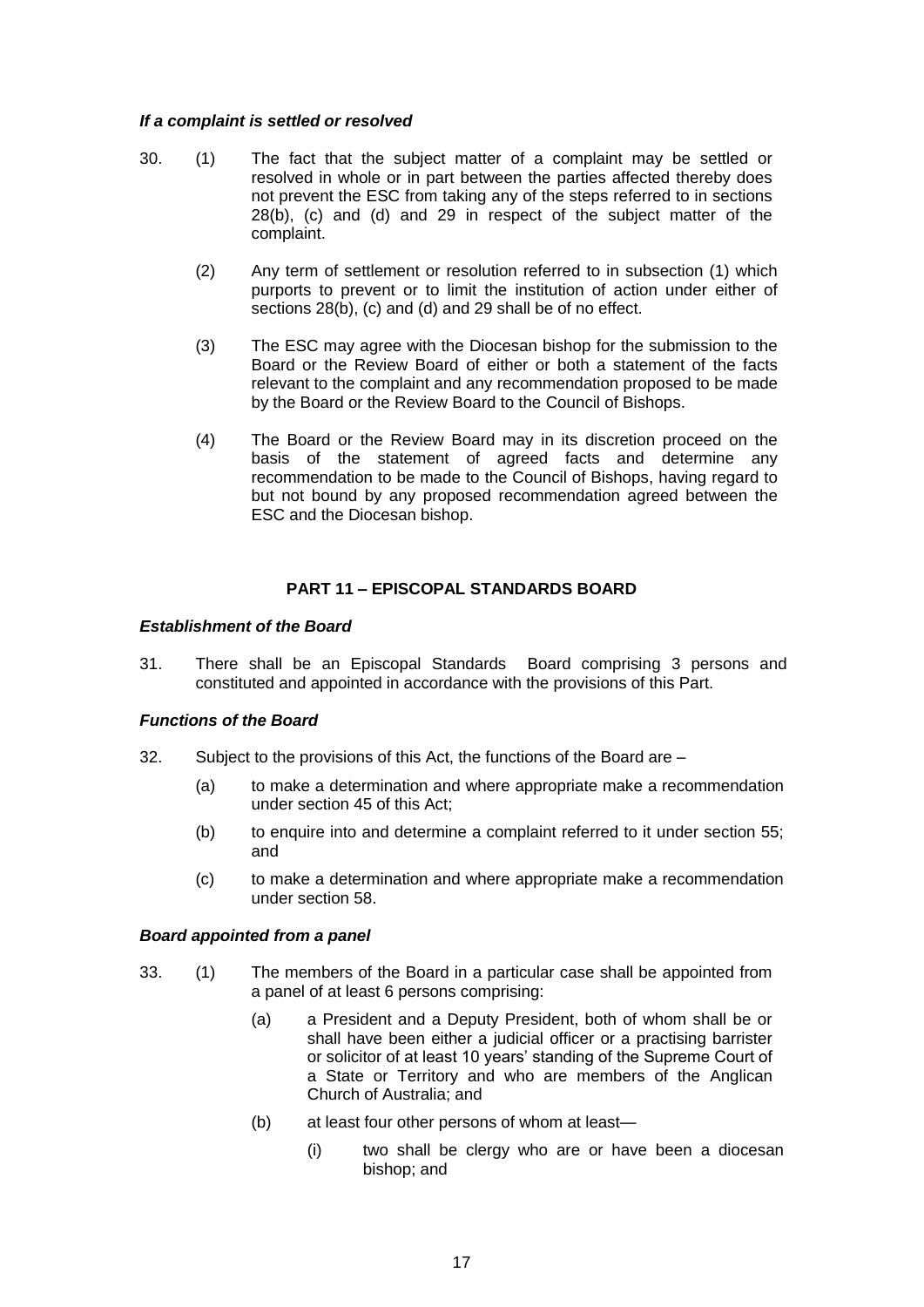***If a complaint is settled or resolved***

30. (1) The fact that the subject matter of a complaint may be settled or resolved in whole or in part between the parties affected thereby does not prevent the ESC from taking any of the steps referred to in sections 28(b), (c) and (d) and 29 in respect of the subject matter of the complaint.

(2) Any term of settlement or resolution referred to in subsection (1) which purports to prevent or to limit the institution of action under either of sections 28(b), (c) and (d) and 29 shall be of no effect.

(3) The ESC may agree with the Diocesan bishop for the submission to the Board or the Review Board of either or both a statement of the facts relevant to the complaint and any recommendation proposed to be made by the Board or the Review Board to the Council of Bishops.

(4) The Board or the Review Board may in its discretion proceed on the basis of the statement of agreed facts and determine any recommendation to be made to the Council of Bishops, having regard to but not bound by any proposed recommendation agreed between the ESC and the Diocesan bishop.

## PART 11 – EPISCOPAL STANDARDS BOARD

***Establishment of the Board***

31. There shall be an Episcopal Standards Board comprising 3 persons and constituted and appointed in accordance with the provisions of this Part.

***Functions of the Board***

32. Subject to the provisions of this Act, the functions of the Board are –

(a) to make a determination and where appropriate make a recommendation under section 45 of this Act;

(b) to enquire into and determine a complaint referred to it under section 55; and

(c) to make a determination and where appropriate make a recommendation under section 58.

***Board appointed from a panel***

33. (1) The members of the Board in a particular case shall be appointed from a panel of at least 6 persons comprising:

(a) a President and a Deputy President, both of whom shall be or shall have been either a judicial officer or a practising barrister or solicitor of at least 10 years' standing of the Supreme Court of a State or Territory and who are members of the Anglican Church of Australia; and

(b) at least four other persons of whom at least—

(i) two shall be clergy who are or have been a diocesan bishop; and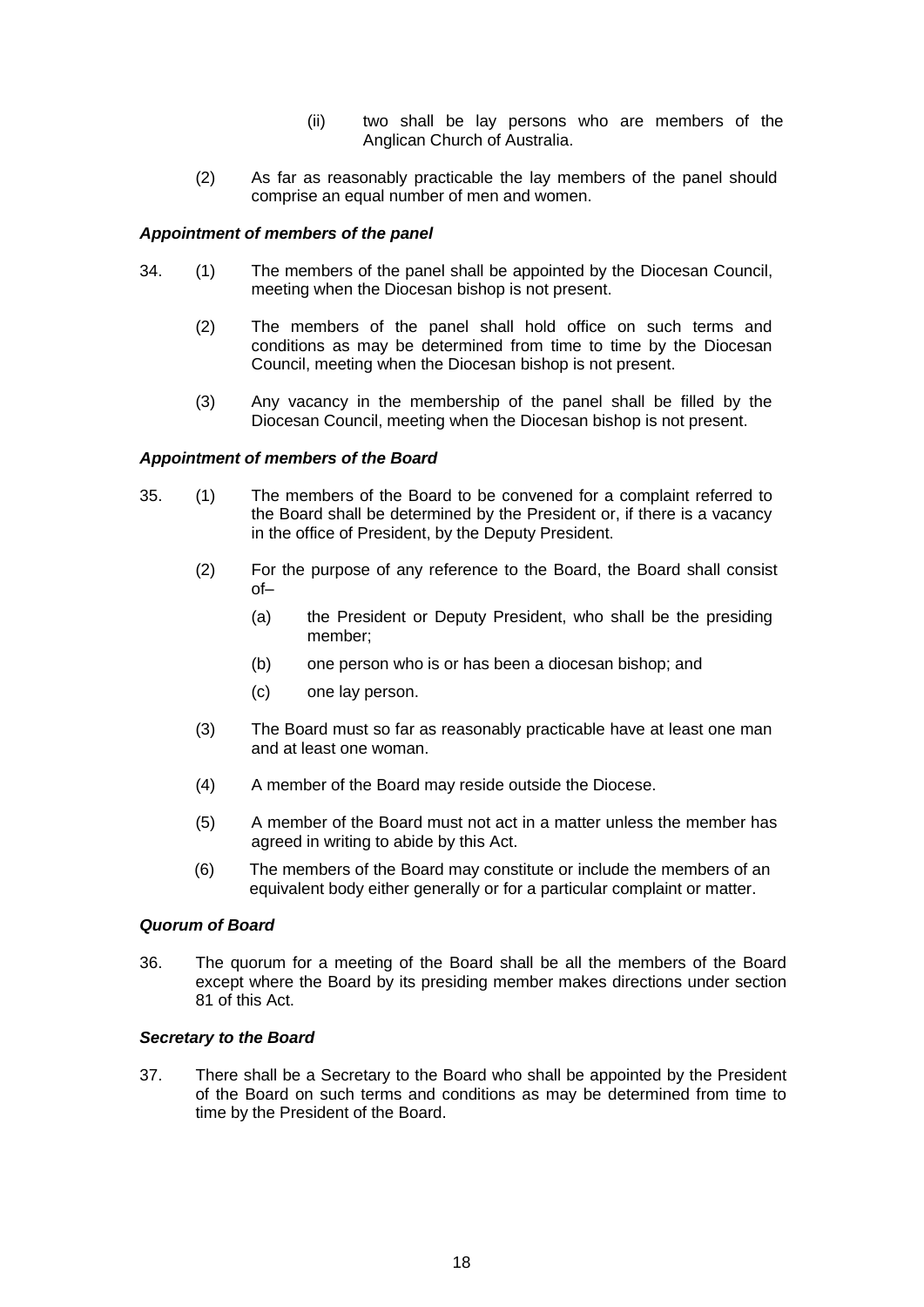(ii) two shall be lay persons who are members of the Anglican Church of Australia.

(2) As far as reasonably practicable the lay members of the panel should comprise an equal number of men and women.

***Appointment of members of the panel***

34. (1) The members of the panel shall be appointed by the Diocesan Council, meeting when the Diocesan bishop is not present.

(2) The members of the panel shall hold office on such terms and conditions as may be determined from time to time by the Diocesan Council, meeting when the Diocesan bishop is not present.

(3) Any vacancy in the membership of the panel shall be filled by the Diocesan Council, meeting when the Diocesan bishop is not present.

***Appointment of members of the Board***

35. (1) The members of the Board to be convened for a complaint referred to the Board shall be determined by the President or, if there is a vacancy in the office of President, by the Deputy President.

(2) For the purpose of any reference to the Board, the Board shall consist of–

(a) the President or Deputy President, who shall be the presiding member;

(b) one person who is or has been a diocesan bishop; and

(c) one lay person.

(3) The Board must so far as reasonably practicable have at least one man and at least one woman.

(4) A member of the Board may reside outside the Diocese.

(5) A member of the Board must not act in a matter unless the member has agreed in writing to abide by this Act.

(6) The members of the Board may constitute or include the members of an equivalent body either generally or for a particular complaint or matter.

***Quorum of Board***

36. The quorum for a meeting of the Board shall be all the members of the Board except where the Board by its presiding member makes directions under section 81 of this Act.

***Secretary to the Board***

37. There shall be a Secretary to the Board who shall be appointed by the President of the Board on such terms and conditions as may be determined from time to time by the President of the Board.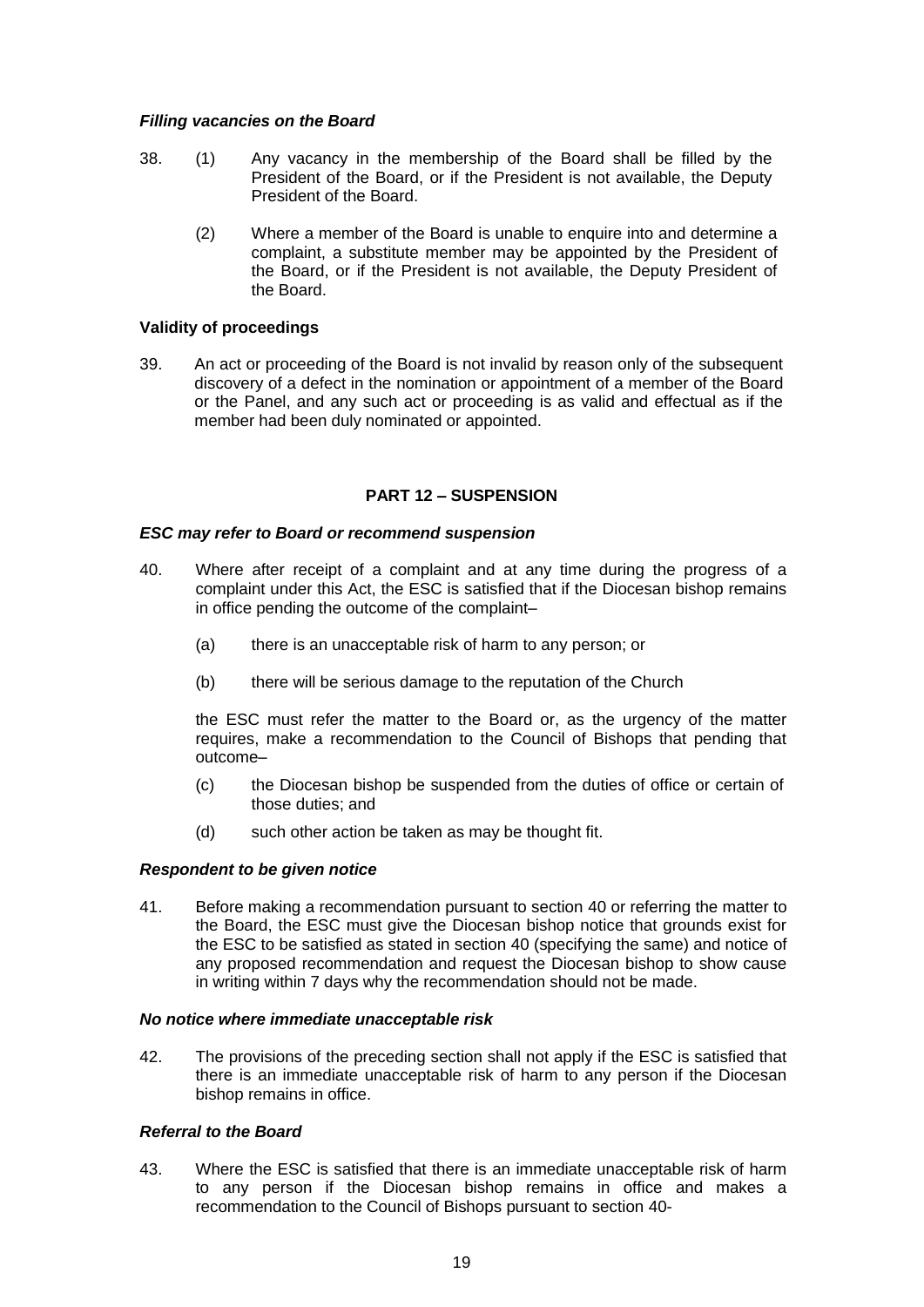***Filling vacancies on the Board***

38. (1) Any vacancy in the membership of the Board shall be filled by the President of the Board, or if the President is not available, the Deputy President of the Board.

 (2) Where a member of the Board is unable to enquire into and determine a complaint, a substitute member may be appointed by the President of the Board, or if the President is not available, the Deputy President of the Board.

**Validity of proceedings**

39. An act or proceeding of the Board is not invalid by reason only of the subsequent discovery of a defect in the nomination or appointment of a member of the Board or the Panel, and any such act or proceeding is as valid and effectual as if the member had been duly nominated or appointed.

## PART 12 – SUSPENSION

***ESC may refer to Board or recommend suspension***

40. Where after receipt of a complaint and at any time during the progress of a complaint under this Act, the ESC is satisfied that if the Diocesan bishop remains in office pending the outcome of the complaint–

 (a) there is an unacceptable risk of harm to any person; or

 (b) there will be serious damage to the reputation of the Church

 the ESC must refer the matter to the Board or, as the urgency of the matter requires, make a recommendation to the Council of Bishops that pending that outcome–

 (c) the Diocesan bishop be suspended from the duties of office or certain of those duties; and

 (d) such other action be taken as may be thought fit.

***Respondent to be given notice***

41. Before making a recommendation pursuant to section 40 or referring the matter to the Board, the ESC must give the Diocesan bishop notice that grounds exist for the ESC to be satisfied as stated in section 40 (specifying the same) and notice of any proposed recommendation and request the Diocesan bishop to show cause in writing within 7 days why the recommendation should not be made.

***No notice where immediate unacceptable risk***

42. The provisions of the preceding section shall not apply if the ESC is satisfied that there is an immediate unacceptable risk of harm to any person if the Diocesan bishop remains in office.

***Referral to the Board***

43. Where the ESC is satisfied that there is an immediate unacceptable risk of harm to any person if the Diocesan bishop remains in office and makes a recommendation to the Council of Bishops pursuant to section 40-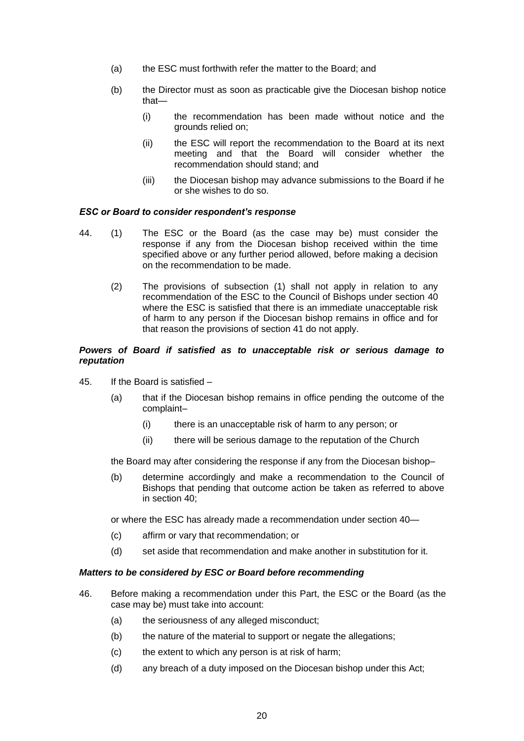(a) the ESC must forthwith refer the matter to the Board; and

(b) the Director must as soon as practicable give the Diocesan bishop notice that—

  (i) the recommendation has been made without notice and the grounds relied on;

  (ii) the ESC will report the recommendation to the Board at its next meeting and that the Board will consider whether the recommendation should stand; and

  (iii) the Diocesan bishop may advance submissions to the Board if he or she wishes to do so.

***ESC or Board to consider respondent's response***

44. (1) The ESC or the Board (as the case may be) must consider the response if any from the Diocesan bishop received within the time specified above or any further period allowed, before making a decision on the recommendation to be made.

(2) The provisions of subsection (1) shall not apply in relation to any recommendation of the ESC to the Council of Bishops under section 40 where the ESC is satisfied that there is an immediate unacceptable risk of harm to any person if the Diocesan bishop remains in office and for that reason the provisions of section 41 do not apply.

***Powers of Board if satisfied as to unacceptable risk or serious damage to reputation***

45. If the Board is satisfied –

(a) that if the Diocesan bishop remains in office pending the outcome of the complaint–

  (i) there is an unacceptable risk of harm to any person; or

  (ii) there will be serious damage to the reputation of the Church

the Board may after considering the response if any from the Diocesan bishop–

(b) determine accordingly and make a recommendation to the Council of Bishops that pending that outcome action be taken as referred to above in section 40;

or where the ESC has already made a recommendation under section 40—

(c) affirm or vary that recommendation; or

(d) set aside that recommendation and make another in substitution for it.

***Matters to be considered by ESC or Board before recommending***

46. Before making a recommendation under this Part, the ESC or the Board (as the case may be) must take into account:

(a) the seriousness of any alleged misconduct;

(b) the nature of the material to support or negate the allegations;

(c) the extent to which any person is at risk of harm;

(d) any breach of a duty imposed on the Diocesan bishop under this Act;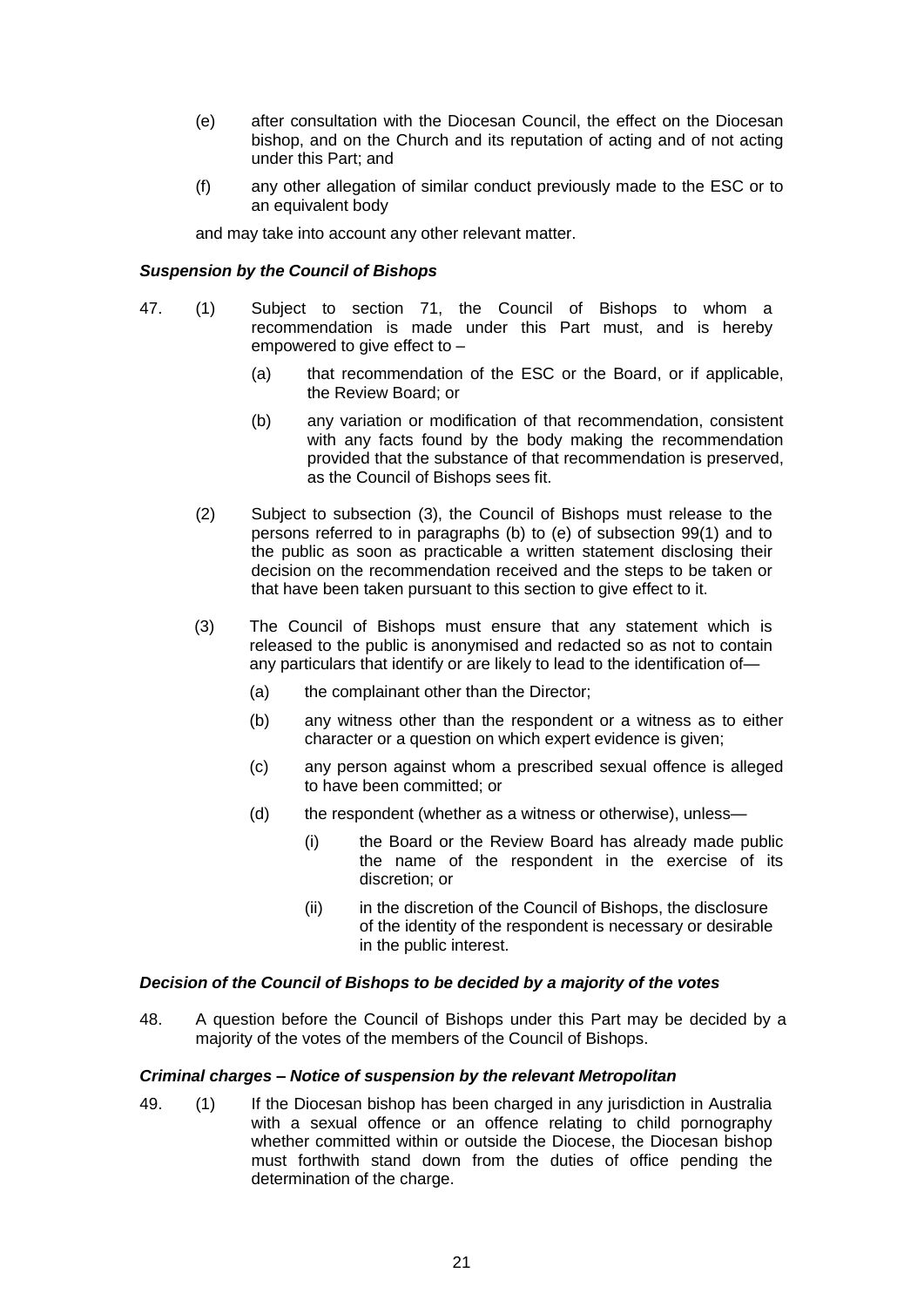(e) after consultation with the Diocesan Council, the effect on the Diocesan bishop, and on the Church and its reputation of acting and of not acting under this Part; and

(f) any other allegation of similar conduct previously made to the ESC or to an equivalent body

and may take into account any other relevant matter.

***Suspension by the Council of Bishops***

47. (1) Subject to section 71, the Council of Bishops to whom a recommendation is made under this Part must, and is hereby empowered to give effect to –

(a) that recommendation of the ESC or the Board, or if applicable, the Review Board; or

(b) any variation or modification of that recommendation, consistent with any facts found by the body making the recommendation provided that the substance of that recommendation is preserved, as the Council of Bishops sees fit.

(2) Subject to subsection (3), the Council of Bishops must release to the persons referred to in paragraphs (b) to (e) of subsection 99(1) and to the public as soon as practicable a written statement disclosing their decision on the recommendation received and the steps to be taken or that have been taken pursuant to this section to give effect to it.

(3) The Council of Bishops must ensure that any statement which is released to the public is anonymised and redacted so as not to contain any particulars that identify or are likely to lead to the identification of—

(a) the complainant other than the Director;

(b) any witness other than the respondent or a witness as to either character or a question on which expert evidence is given;

(c) any person against whom a prescribed sexual offence is alleged to have been committed; or

(d) the respondent (whether as a witness or otherwise), unless—

(i) the Board or the Review Board has already made public the name of the respondent in the exercise of its discretion; or

(ii) in the discretion of the Council of Bishops, the disclosure of the identity of the respondent is necessary or desirable in the public interest.

***Decision of the Council of Bishops to be decided by a majority of the votes***

48. A question before the Council of Bishops under this Part may be decided by a majority of the votes of the members of the Council of Bishops.

***Criminal charges – Notice of suspension by the relevant Metropolitan***

49. (1) If the Diocesan bishop has been charged in any jurisdiction in Australia with a sexual offence or an offence relating to child pornography whether committed within or outside the Diocese, the Diocesan bishop must forthwith stand down from the duties of office pending the determination of the charge.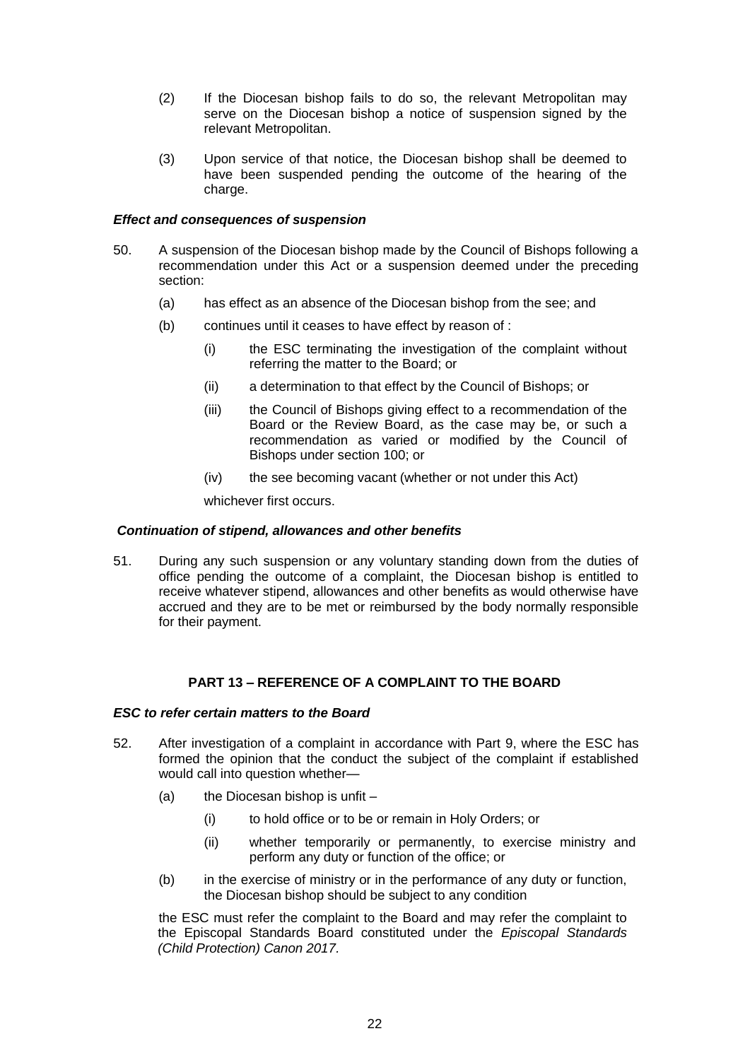(2) If the Diocesan bishop fails to do so, the relevant Metropolitan may serve on the Diocesan bishop a notice of suspension signed by the relevant Metropolitan.

(3) Upon service of that notice, the Diocesan bishop shall be deemed to have been suspended pending the outcome of the hearing of the charge.

***Effect and consequences of suspension***

50. A suspension of the Diocesan bishop made by the Council of Bishops following a recommendation under this Act or a suspension deemed under the preceding section:

 (a) has effect as an absence of the Diocesan bishop from the see; and

 (b) continues until it ceases to have effect by reason of :

  (i) the ESC terminating the investigation of the complaint without referring the matter to the Board; or

  (ii) a determination to that effect by the Council of Bishops; or

  (iii) the Council of Bishops giving effect to a recommendation of the Board or the Review Board, as the case may be, or such a recommendation as varied or modified by the Council of Bishops under section 100; or

  (iv) the see becoming vacant (whether or not under this Act)

 whichever first occurs.

***Continuation of stipend, allowances and other benefits***

51. During any such suspension or any voluntary standing down from the duties of office pending the outcome of a complaint, the Diocesan bishop is entitled to receive whatever stipend, allowances and other benefits as would otherwise have accrued and they are to be met or reimbursed by the body normally responsible for their payment.

## PART 13 – REFERENCE OF A COMPLAINT TO THE BOARD

***ESC to refer certain matters to the Board***

52. After investigation of a complaint in accordance with Part 9, where the ESC has formed the opinion that the conduct the subject of the complaint if established would call into question whether—

 (a) the Diocesan bishop is unfit –

  (i) to hold office or to be or remain in Holy Orders; or

  (ii) whether temporarily or permanently, to exercise ministry and perform any duty or function of the office; or

 (b) in the exercise of ministry or in the performance of any duty or function, the Diocesan bishop should be subject to any condition

 the ESC must refer the complaint to the Board and may refer the complaint to the Episcopal Standards Board constituted under the *Episcopal Standards (Child Protection) Canon 2017*.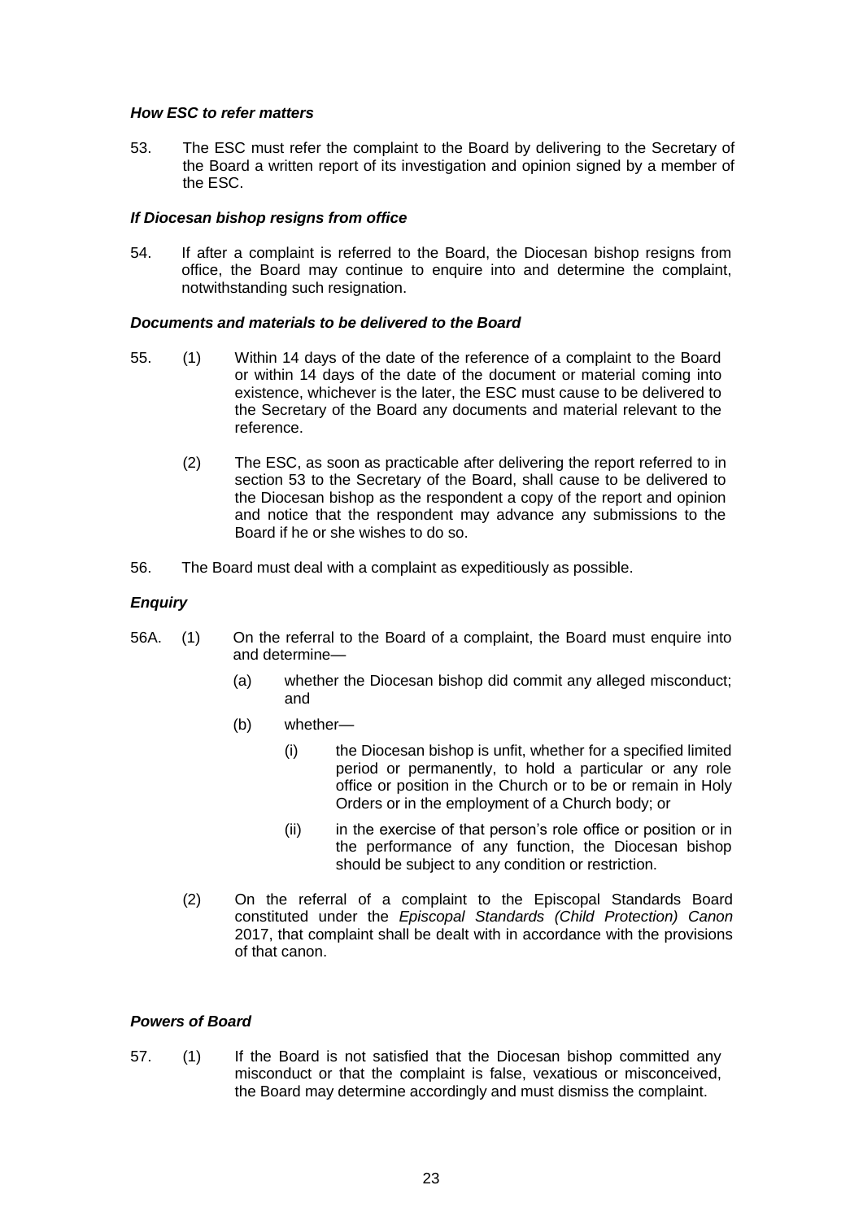***How ESC to refer matters***

53. The ESC must refer the complaint to the Board by delivering to the Secretary of the Board a written report of its investigation and opinion signed by a member of the ESC.

***If Diocesan bishop resigns from office***

54. If after a complaint is referred to the Board, the Diocesan bishop resigns from office, the Board may continue to enquire into and determine the complaint, notwithstanding such resignation.

***Documents and materials to be delivered to the Board***

55. (1) Within 14 days of the date of the reference of a complaint to the Board or within 14 days of the date of the document or material coming into existence, whichever is the later, the ESC must cause to be delivered to the Secretary of the Board any documents and material relevant to the reference.

(2) The ESC, as soon as practicable after delivering the report referred to in section 53 to the Secretary of the Board, shall cause to be delivered to the Diocesan bishop as the respondent a copy of the report and opinion and notice that the respondent may advance any submissions to the Board if he or she wishes to do so.

56. The Board must deal with a complaint as expeditiously as possible.

***Enquiry***

56A. (1) On the referral to the Board of a complaint, the Board must enquire into and determine—

(a) whether the Diocesan bishop did commit any alleged misconduct; and

(b) whether—

(i) the Diocesan bishop is unfit, whether for a specified limited period or permanently, to hold a particular or any role office or position in the Church or to be or remain in Holy Orders or in the employment of a Church body; or

(ii) in the exercise of that person's role office or position or in the performance of any function, the Diocesan bishop should be subject to any condition or restriction.

(2) On the referral of a complaint to the Episcopal Standards Board constituted under the *Episcopal Standards (Child Protection) Canon* 2017, that complaint shall be dealt with in accordance with the provisions of that canon.

***Powers of Board***

57. (1) If the Board is not satisfied that the Diocesan bishop committed any misconduct or that the complaint is false, vexatious or misconceived, the Board may determine accordingly and must dismiss the complaint.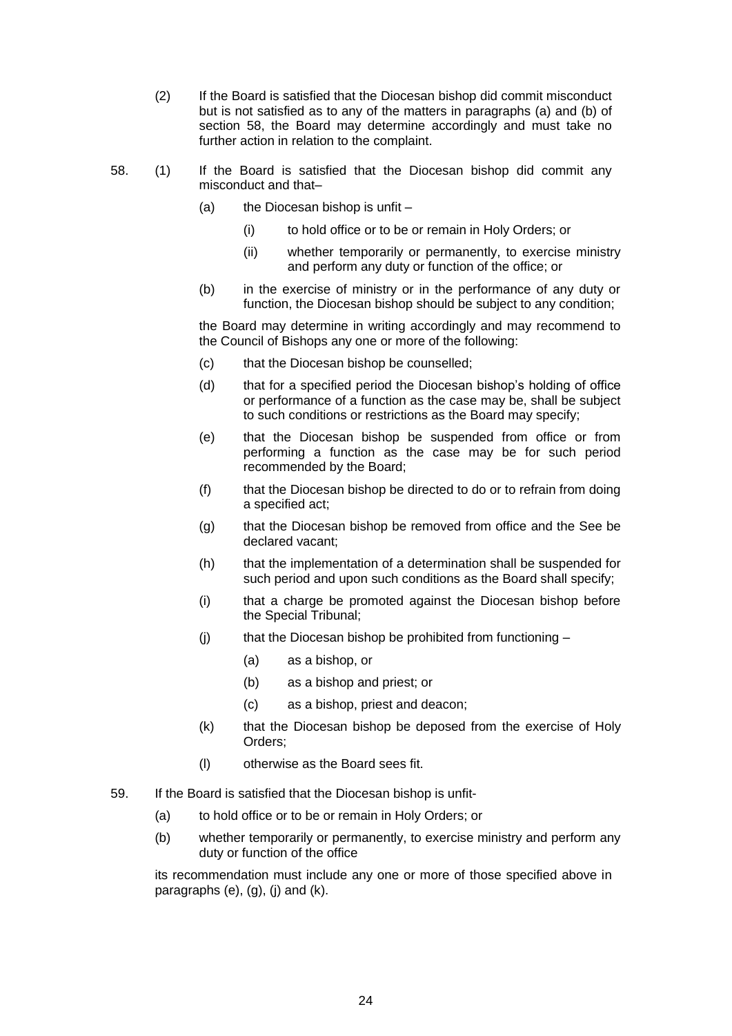(2) If the Board is satisfied that the Diocesan bishop did commit misconduct but is not satisfied as to any of the matters in paragraphs (a) and (b) of section 58, the Board may determine accordingly and must take no further action in relation to the complaint.

58. (1) If the Board is satisfied that the Diocesan bishop did commit any misconduct and that–

  (a) the Diocesan bishop is unfit –

    (i) to hold office or to be or remain in Holy Orders; or

    (ii) whether temporarily or permanently, to exercise ministry and perform any duty or function of the office; or

  (b) in the exercise of ministry or in the performance of any duty or function, the Diocesan bishop should be subject to any condition;

  the Board may determine in writing accordingly and may recommend to the Council of Bishops any one or more of the following:

  (c) that the Diocesan bishop be counselled;

  (d) that for a specified period the Diocesan bishop's holding of office or performance of a function as the case may be, shall be subject to such conditions or restrictions as the Board may specify;

  (e) that the Diocesan bishop be suspended from office or from performing a function as the case may be for such period recommended by the Board;

  (f) that the Diocesan bishop be directed to do or to refrain from doing a specified act;

  (g) that the Diocesan bishop be removed from office and the See be declared vacant;

  (h) that the implementation of a determination shall be suspended for such period and upon such conditions as the Board shall specify;

  (i) that a charge be promoted against the Diocesan bishop before the Special Tribunal;

  (j) that the Diocesan bishop be prohibited from functioning –

    (a) as a bishop, or

    (b) as a bishop and priest; or

    (c) as a bishop, priest and deacon;

  (k) that the Diocesan bishop be deposed from the exercise of Holy Orders;

  (l) otherwise as the Board sees fit.

59. If the Board is satisfied that the Diocesan bishop is unfit-

  (a) to hold office or to be or remain in Holy Orders; or

  (b) whether temporarily or permanently, to exercise ministry and perform any duty or function of the office

  its recommendation must include any one or more of those specified above in paragraphs (e), (g), (j) and (k).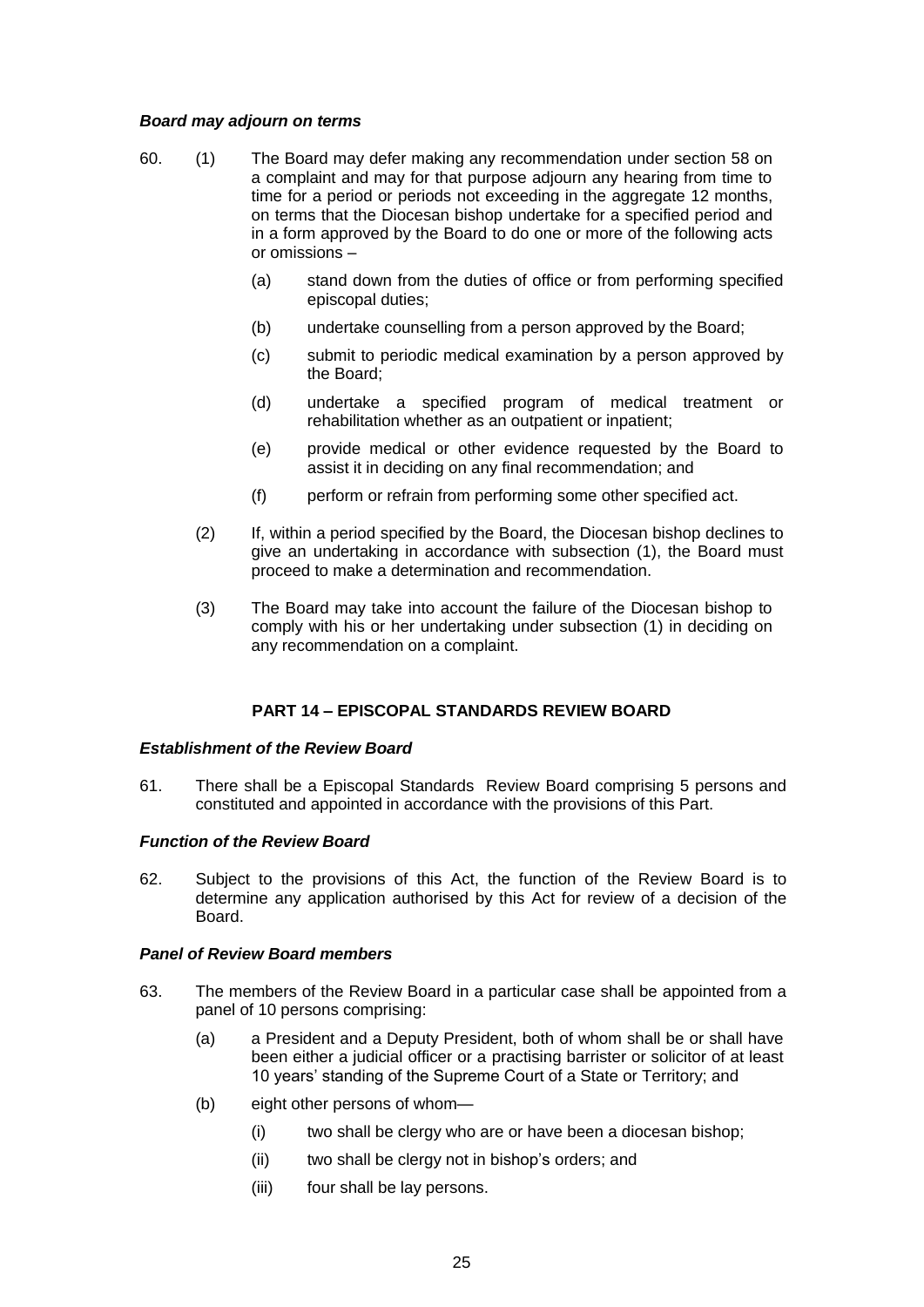***Board may adjourn on terms***

60. (1) The Board may defer making any recommendation under section 58 on a complaint and may for that purpose adjourn any hearing from time to time for a period or periods not exceeding in the aggregate 12 months, on terms that the Diocesan bishop undertake for a specified period and in a form approved by the Board to do one or more of the following acts or omissions –

   (a) stand down from the duties of office or from performing specified episcopal duties;

   (b) undertake counselling from a person approved by the Board;

   (c) submit to periodic medical examination by a person approved by the Board;

   (d) undertake a specified program of medical treatment or rehabilitation whether as an outpatient or inpatient;

   (e) provide medical or other evidence requested by the Board to assist it in deciding on any final recommendation; and

   (f) perform or refrain from performing some other specified act.

(2) If, within a period specified by the Board, the Diocesan bishop declines to give an undertaking in accordance with subsection (1), the Board must proceed to make a determination and recommendation.

(3) The Board may take into account the failure of the Diocesan bishop to comply with his or her undertaking under subsection (1) in deciding on any recommendation on a complaint.

## PART 14 – EPISCOPAL STANDARDS REVIEW BOARD

***Establishment of the Review Board***

61. There shall be a Episcopal Standards Review Board comprising 5 persons and constituted and appointed in accordance with the provisions of this Part.

***Function of the Review Board***

62. Subject to the provisions of this Act, the function of the Review Board is to determine any application authorised by this Act for review of a decision of the Board.

***Panel of Review Board members***

63. The members of the Review Board in a particular case shall be appointed from a panel of 10 persons comprising:

   (a) a President and a Deputy President, both of whom shall be or shall have been either a judicial officer or a practising barrister or solicitor of at least 10 years' standing of the Supreme Court of a State or Territory; and

   (b) eight other persons of whom—

      (i) two shall be clergy who are or have been a diocesan bishop;

      (ii) two shall be clergy not in bishop's orders; and

      (iii) four shall be lay persons.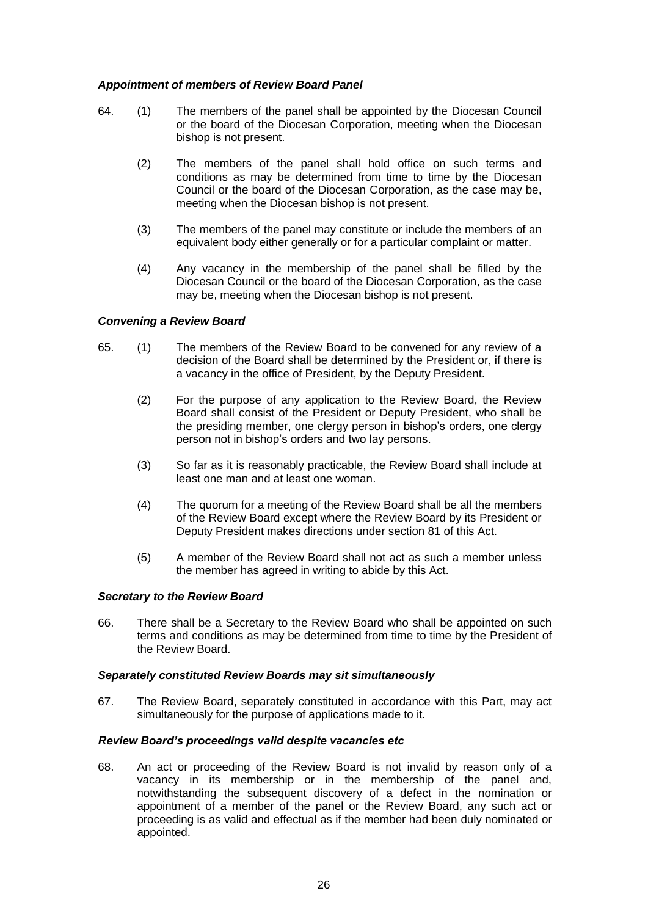***Appointment of members of Review Board Panel***

64. (1) The members of the panel shall be appointed by the Diocesan Council or the board of the Diocesan Corporation, meeting when the Diocesan bishop is not present.

    (2) The members of the panel shall hold office on such terms and conditions as may be determined from time to time by the Diocesan Council or the board of the Diocesan Corporation, as the case may be, meeting when the Diocesan bishop is not present.

    (3) The members of the panel may constitute or include the members of an equivalent body either generally or for a particular complaint or matter.

    (4) Any vacancy in the membership of the panel shall be filled by the Diocesan Council or the board of the Diocesan Corporation, as the case may be, meeting when the Diocesan bishop is not present.

***Convening a Review Board***

65. (1) The members of the Review Board to be convened for any review of a decision of the Board shall be determined by the President or, if there is a vacancy in the office of President, by the Deputy President.

    (2) For the purpose of any application to the Review Board, the Review Board shall consist of the President or Deputy President, who shall be the presiding member, one clergy person in bishop's orders, one clergy person not in bishop's orders and two lay persons.

    (3) So far as it is reasonably practicable, the Review Board shall include at least one man and at least one woman.

    (4) The quorum for a meeting of the Review Board shall be all the members of the Review Board except where the Review Board by its President or Deputy President makes directions under section 81 of this Act.

    (5) A member of the Review Board shall not act as such a member unless the member has agreed in writing to abide by this Act.

***Secretary to the Review Board***

66. There shall be a Secretary to the Review Board who shall be appointed on such terms and conditions as may be determined from time to time by the President of the Review Board.

***Separately constituted Review Boards may sit simultaneously***

67. The Review Board, separately constituted in accordance with this Part, may act simultaneously for the purpose of applications made to it.

***Review Board's proceedings valid despite vacancies etc***

68. An act or proceeding of the Review Board is not invalid by reason only of a vacancy in its membership or in the membership of the panel and, notwithstanding the subsequent discovery of a defect in the nomination or appointment of a member of the panel or the Review Board, any such act or proceeding is as valid and effectual as if the member had been duly nominated or appointed.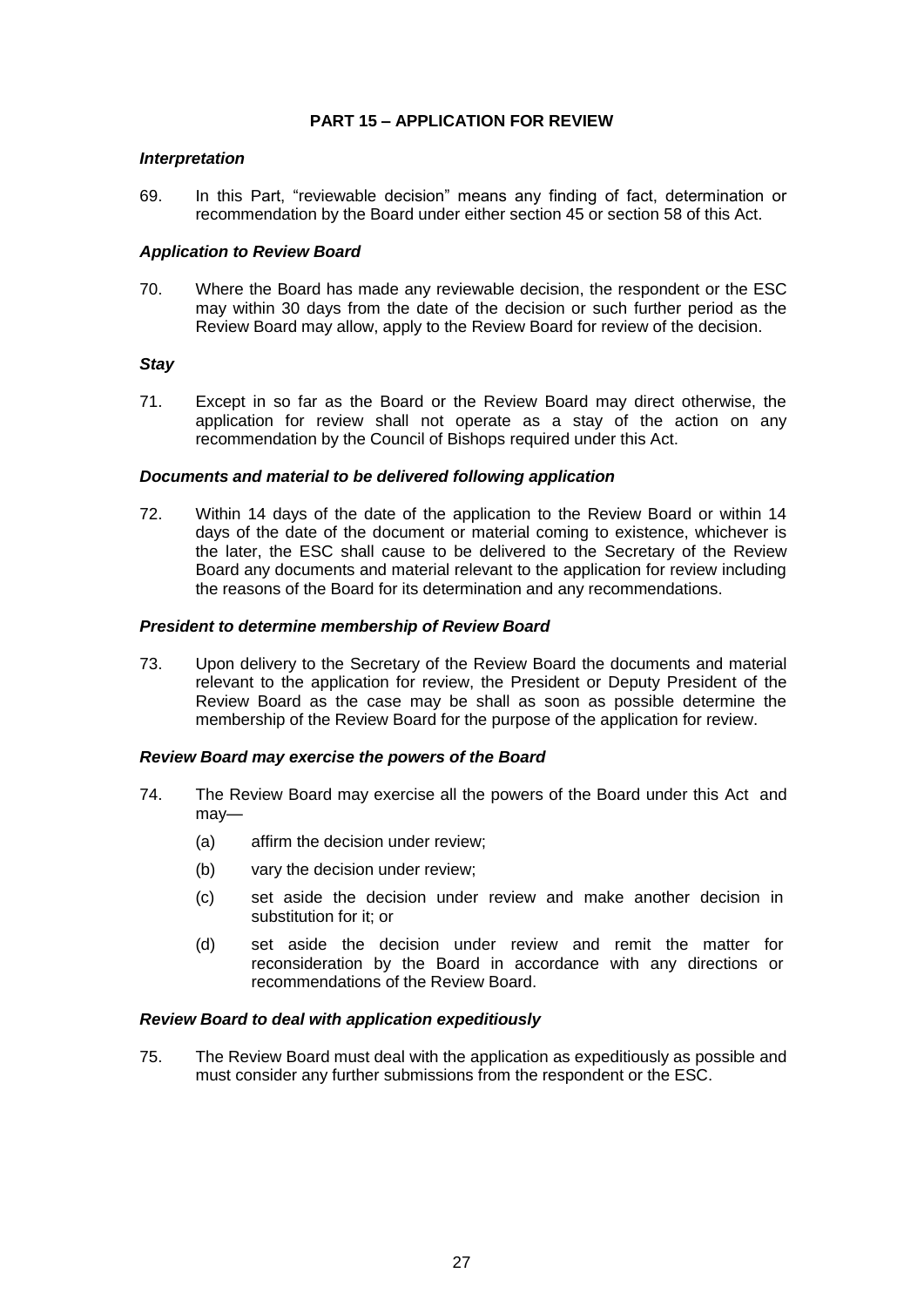## PART 15 – APPLICATION FOR REVIEW

***Interpretation***

69. In this Part, "reviewable decision" means any finding of fact, determination or recommendation by the Board under either section 45 or section 58 of this Act.

***Application to Review Board***

70. Where the Board has made any reviewable decision, the respondent or the ESC may within 30 days from the date of the decision or such further period as the Review Board may allow, apply to the Review Board for review of the decision.

***Stay***

71. Except in so far as the Board or the Review Board may direct otherwise, the application for review shall not operate as a stay of the action on any recommendation by the Council of Bishops required under this Act.

***Documents and material to be delivered following application***

72. Within 14 days of the date of the application to the Review Board or within 14 days of the date of the document or material coming to existence, whichever is the later, the ESC shall cause to be delivered to the Secretary of the Review Board any documents and material relevant to the application for review including the reasons of the Board for its determination and any recommendations.

***President to determine membership of Review Board***

73. Upon delivery to the Secretary of the Review Board the documents and material relevant to the application for review, the President or Deputy President of the Review Board as the case may be shall as soon as possible determine the membership of the Review Board for the purpose of the application for review.

***Review Board may exercise the powers of the Board***

74. The Review Board may exercise all the powers of the Board under this Act and may—

    (a) affirm the decision under review;

    (b) vary the decision under review;

    (c) set aside the decision under review and make another decision in substitution for it; or

    (d) set aside the decision under review and remit the matter for reconsideration by the Board in accordance with any directions or recommendations of the Review Board.

***Review Board to deal with application expeditiously***

75. The Review Board must deal with the application as expeditiously as possible and must consider any further submissions from the respondent or the ESC.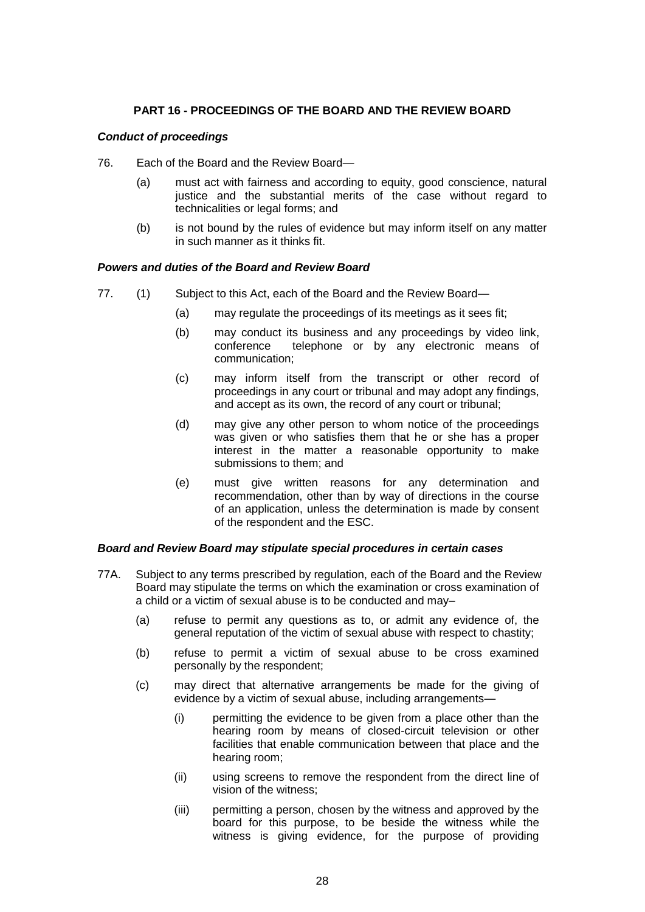## PART 16 - PROCEEDINGS OF THE BOARD AND THE REVIEW BOARD

### *Conduct of proceedings*

76. Each of the Board and the Review Board—

   (a) must act with fairness and according to equity, good conscience, natural justice and the substantial merits of the case without regard to technicalities or legal forms; and

   (b) is not bound by the rules of evidence but may inform itself on any matter in such manner as it thinks fit.

### *Powers and duties of the Board and Review Board*

77. (1) Subject to this Act, each of the Board and the Review Board—

   (a) may regulate the proceedings of its meetings as it sees fit;

   (b) may conduct its business and any proceedings by video link, conference telephone or by any electronic means of communication;

   (c) may inform itself from the transcript or other record of proceedings in any court or tribunal and may adopt any findings, and accept as its own, the record of any court or tribunal;

   (d) may give any other person to whom notice of the proceedings was given or who satisfies them that he or she has a proper interest in the matter a reasonable opportunity to make submissions to them; and

   (e) must give written reasons for any determination and recommendation, other than by way of directions in the course of an application, unless the determination is made by consent of the respondent and the ESC.

### *Board and Review Board may stipulate special procedures in certain cases*

77A. Subject to any terms prescribed by regulation, each of the Board and the Review Board may stipulate the terms on which the examination or cross examination of a child or a victim of sexual abuse is to be conducted and may–

   (a) refuse to permit any questions as to, or admit any evidence of, the general reputation of the victim of sexual abuse with respect to chastity;

   (b) refuse to permit a victim of sexual abuse to be cross examined personally by the respondent;

   (c) may direct that alternative arrangements be made for the giving of evidence by a victim of sexual abuse, including arrangements—

      (i) permitting the evidence to be given from a place other than the hearing room by means of closed-circuit television or other facilities that enable communication between that place and the hearing room;

      (ii) using screens to remove the respondent from the direct line of vision of the witness;

      (iii) permitting a person, chosen by the witness and approved by the board for this purpose, to be beside the witness while the witness is giving evidence, for the purpose of providing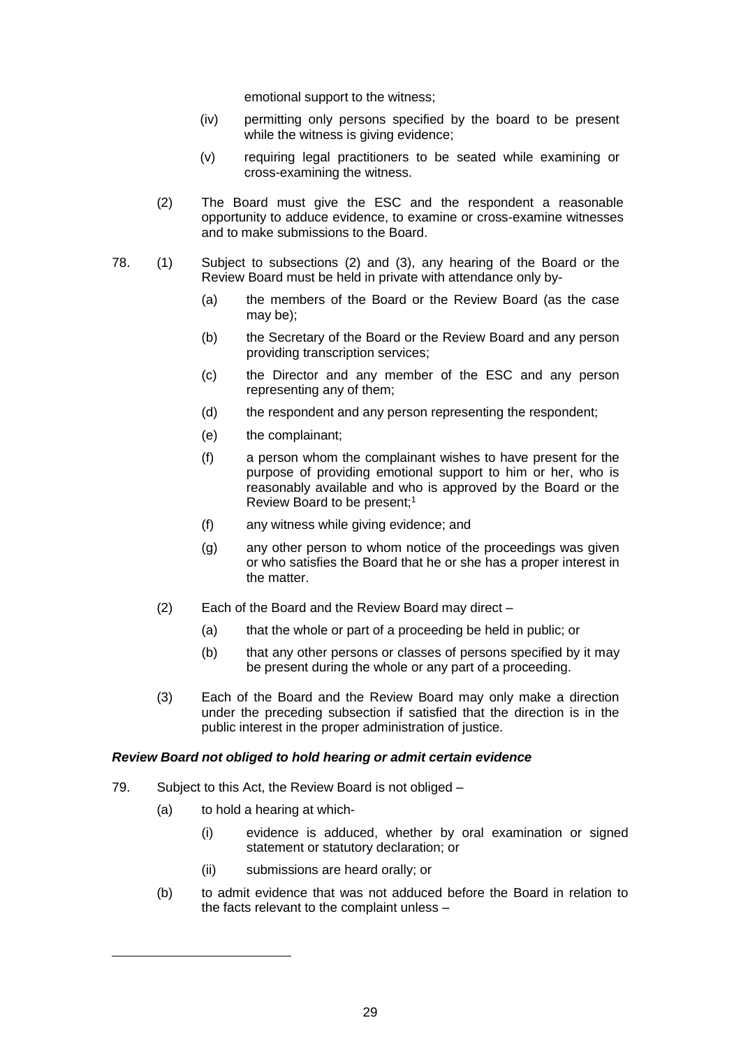emotional support to the witness;

(iv) permitting only persons specified by the board to be present while the witness is giving evidence;

(v) requiring legal practitioners to be seated while examining or cross-examining the witness.

(2) The Board must give the ESC and the respondent a reasonable opportunity to adduce evidence, to examine or cross-examine witnesses and to make submissions to the Board.

78. (1) Subject to subsections (2) and (3), any hearing of the Board or the Review Board must be held in private with attendance only by-

(a) the members of the Board or the Review Board (as the case may be);

(b) the Secretary of the Board or the Review Board and any person providing transcription services;

(c) the Director and any member of the ESC and any person representing any of them;

(d) the respondent and any person representing the respondent;

(e) the complainant;

(f) a person whom the complainant wishes to have present for the purpose of providing emotional support to him or her, who is reasonably available and who is approved by the Board or the Review Board to be present;[1]

(f) any witness while giving evidence; and

(g) any other person to whom notice of the proceedings was given or who satisfies the Board that he or she has a proper interest in the matter.

(2) Each of the Board and the Review Board may direct –

(a) that the whole or part of a proceeding be held in public; or

(b) that any other persons or classes of persons specified by it may be present during the whole or any part of a proceeding.

(3) Each of the Board and the Review Board may only make a direction under the preceding subsection if satisfied that the direction is in the public interest in the proper administration of justice.

***Review Board not obliged to hold hearing or admit certain evidence***

79. Subject to this Act, the Review Board is not obliged –

(a) to hold a hearing at which-

(i) evidence is adduced, whether by oral examination or signed statement or statutory declaration; or

(ii) submissions are heard orally; or

(b) to admit evidence that was not adduced before the Board in relation to the facts relevant to the complaint unless –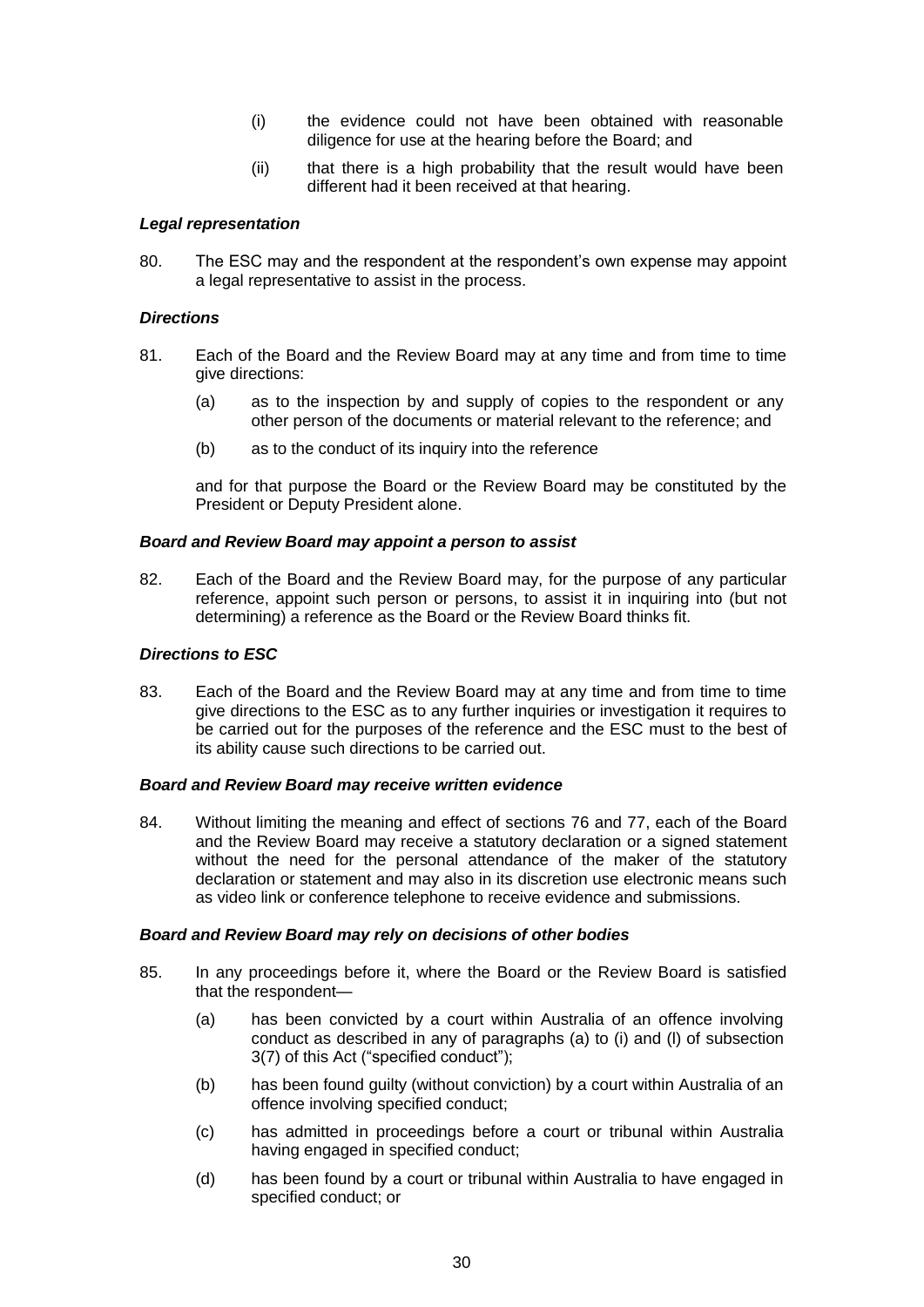(i) the evidence could not have been obtained with reasonable diligence for use at the hearing before the Board; and

(ii) that there is a high probability that the result would have been different had it been received at that hearing.

***Legal representation***

80. The ESC may and the respondent at the respondent's own expense may appoint a legal representative to assist in the process.

***Directions***

81. Each of the Board and the Review Board may at any time and from time to time give directions:

   (a) as to the inspection by and supply of copies to the respondent or any other person of the documents or material relevant to the reference; and

   (b) as to the conduct of its inquiry into the reference

   and for that purpose the Board or the Review Board may be constituted by the President or Deputy President alone.

***Board and Review Board may appoint a person to assist***

82. Each of the Board and the Review Board may, for the purpose of any particular reference, appoint such person or persons, to assist it in inquiring into (but not determining) a reference as the Board or the Review Board thinks fit.

***Directions to ESC***

83. Each of the Board and the Review Board may at any time and from time to time give directions to the ESC as to any further inquiries or investigation it requires to be carried out for the purposes of the reference and the ESC must to the best of its ability cause such directions to be carried out.

***Board and Review Board may receive written evidence***

84. Without limiting the meaning and effect of sections 76 and 77, each of the Board and the Review Board may receive a statutory declaration or a signed statement without the need for the personal attendance of the maker of the statutory declaration or statement and may also in its discretion use electronic means such as video link or conference telephone to receive evidence and submissions.

***Board and Review Board may rely on decisions of other bodies***

85. In any proceedings before it, where the Board or the Review Board is satisfied that the respondent—

   (a) has been convicted by a court within Australia of an offence involving conduct as described in any of paragraphs (a) to (i) and (l) of subsection 3(7) of this Act ("specified conduct");

   (b) has been found guilty (without conviction) by a court within Australia of an offence involving specified conduct;

   (c) has admitted in proceedings before a court or tribunal within Australia having engaged in specified conduct;

   (d) has been found by a court or tribunal within Australia to have engaged in specified conduct; or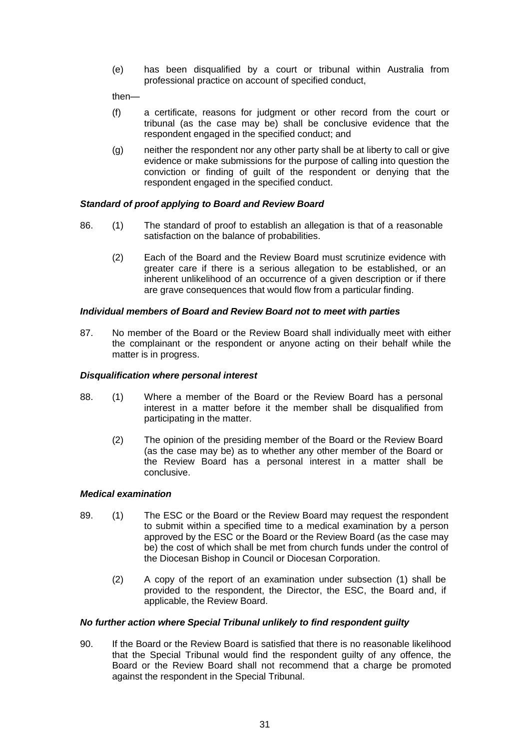(e) has been disqualified by a court or tribunal within Australia from professional practice on account of specified conduct,

then—

(f) a certificate, reasons for judgment or other record from the court or tribunal (as the case may be) shall be conclusive evidence that the respondent engaged in the specified conduct; and

(g) neither the respondent nor any other party shall be at liberty to call or give evidence or make submissions for the purpose of calling into question the conviction or finding of guilt of the respondent or denying that the respondent engaged in the specified conduct.

***Standard of proof applying to Board and Review Board***

86. (1) The standard of proof to establish an allegation is that of a reasonable satisfaction on the balance of probabilities.

(2) Each of the Board and the Review Board must scrutinize evidence with greater care if there is a serious allegation to be established, or an inherent unlikelihood of an occurrence of a given description or if there are grave consequences that would flow from a particular finding.

***Individual members of Board and Review Board not to meet with parties***

87. No member of the Board or the Review Board shall individually meet with either the complainant or the respondent or anyone acting on their behalf while the matter is in progress.

***Disqualification where personal interest***

88. (1) Where a member of the Board or the Review Board has a personal interest in a matter before it the member shall be disqualified from participating in the matter.

(2) The opinion of the presiding member of the Board or the Review Board (as the case may be) as to whether any other member of the Board or the Review Board has a personal interest in a matter shall be conclusive.

***Medical examination***

89. (1) The ESC or the Board or the Review Board may request the respondent to submit within a specified time to a medical examination by a person approved by the ESC or the Board or the Review Board (as the case may be) the cost of which shall be met from church funds under the control of the Diocesan Bishop in Council or Diocesan Corporation.

(2) A copy of the report of an examination under subsection (1) shall be provided to the respondent, the Director, the ESC, the Board and, if applicable, the Review Board.

***No further action where Special Tribunal unlikely to find respondent guilty***

90. If the Board or the Review Board is satisfied that there is no reasonable likelihood that the Special Tribunal would find the respondent guilty of any offence, the Board or the Review Board shall not recommend that a charge be promoted against the respondent in the Special Tribunal.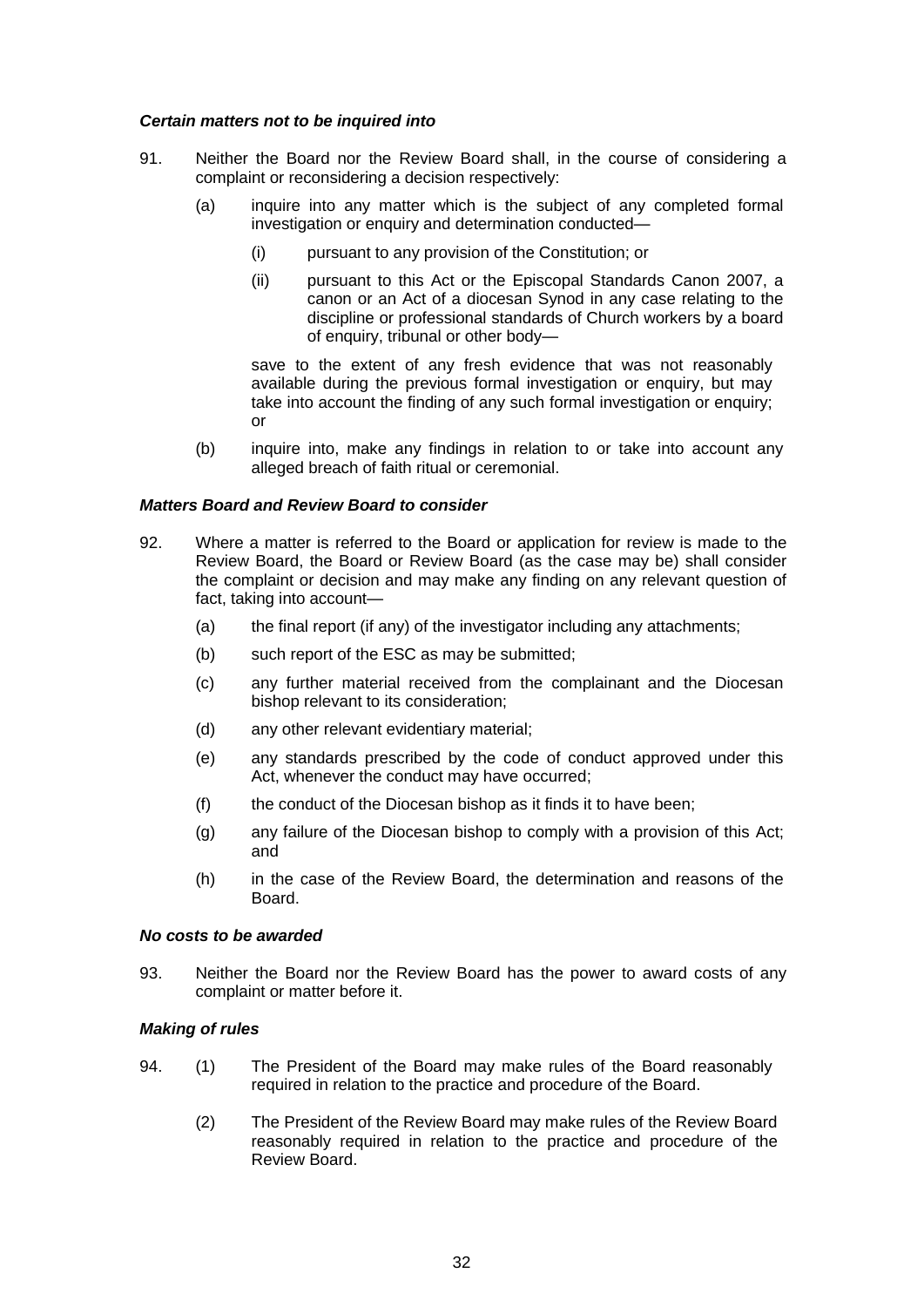***Certain matters not to be inquired into***

91. Neither the Board nor the Review Board shall, in the course of considering a complaint or reconsidering a decision respectively:

    (a) inquire into any matter which is the subject of any completed formal investigation or enquiry and determination conducted—

        (i) pursuant to any provision of the Constitution; or

        (ii) pursuant to this Act or the Episcopal Standards Canon 2007, a canon or an Act of a diocesan Synod in any case relating to the discipline or professional standards of Church workers by a board of enquiry, tribunal or other body—

    save to the extent of any fresh evidence that was not reasonably available during the previous formal investigation or enquiry, but may take into account the finding of any such formal investigation or enquiry; or

    (b) inquire into, make any findings in relation to or take into account any alleged breach of faith ritual or ceremonial.

***Matters Board and Review Board to consider***

92. Where a matter is referred to the Board or application for review is made to the Review Board, the Board or Review Board (as the case may be) shall consider the complaint or decision and may make any finding on any relevant question of fact, taking into account—

    (a) the final report (if any) of the investigator including any attachments;

    (b) such report of the ESC as may be submitted;

    (c) any further material received from the complainant and the Diocesan bishop relevant to its consideration;

    (d) any other relevant evidentiary material;

    (e) any standards prescribed by the code of conduct approved under this Act, whenever the conduct may have occurred;

    (f) the conduct of the Diocesan bishop as it finds it to have been;

    (g) any failure of the Diocesan bishop to comply with a provision of this Act; and

    (h) in the case of the Review Board, the determination and reasons of the Board.

***No costs to be awarded***

93. Neither the Board nor the Review Board has the power to award costs of any complaint or matter before it.

***Making of rules***

94. (1) The President of the Board may make rules of the Board reasonably required in relation to the practice and procedure of the Board.

    (2) The President of the Review Board may make rules of the Review Board reasonably required in relation to the practice and procedure of the Review Board.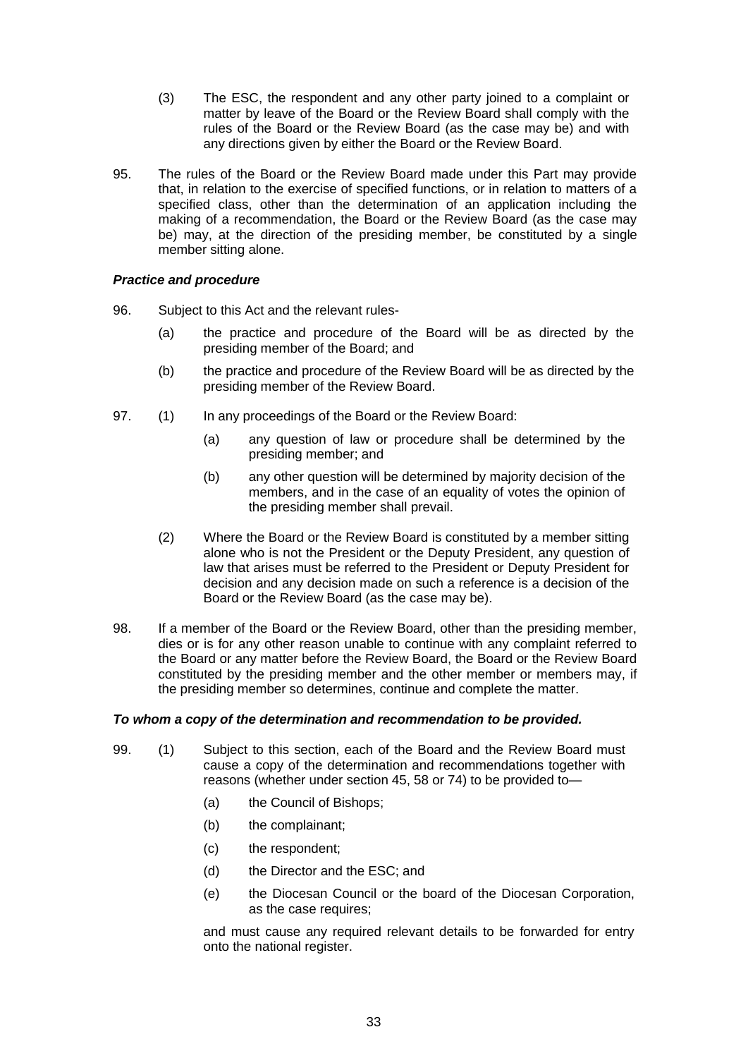(3) The ESC, the respondent and any other party joined to a complaint or matter by leave of the Board or the Review Board shall comply with the rules of the Board or the Review Board (as the case may be) and with any directions given by either the Board or the Review Board.

95. The rules of the Board or the Review Board made under this Part may provide that, in relation to the exercise of specified functions, or in relation to matters of a specified class, other than the determination of an application including the making of a recommendation, the Board or the Review Board (as the case may be) may, at the direction of the presiding member, be constituted by a single member sitting alone.

***Practice and procedure***

96. Subject to this Act and the relevant rules-

    (a) the practice and procedure of the Board will be as directed by the presiding member of the Board; and

    (b) the practice and procedure of the Review Board will be as directed by the presiding member of the Review Board.

97. (1) In any proceedings of the Board or the Review Board:

    (a) any question of law or procedure shall be determined by the presiding member; and

    (b) any other question will be determined by majority decision of the members, and in the case of an equality of votes the opinion of the presiding member shall prevail.

    (2) Where the Board or the Review Board is constituted by a member sitting alone who is not the President or the Deputy President, any question of law that arises must be referred to the President or Deputy President for decision and any decision made on such a reference is a decision of the Board or the Review Board (as the case may be).

98. If a member of the Board or the Review Board, other than the presiding member, dies or is for any other reason unable to continue with any complaint referred to the Board or any matter before the Review Board, the Board or the Review Board constituted by the presiding member and the other member or members may, if the presiding member so determines, continue and complete the matter.

***To whom a copy of the determination and recommendation to be provided.***

99. (1) Subject to this section, each of the Board and the Review Board must cause a copy of the determination and recommendations together with reasons (whether under section 45, 58 or 74) to be provided to—

    (a) the Council of Bishops;

    (b) the complainant;

    (c) the respondent;

    (d) the Director and the ESC; and

    (e) the Diocesan Council or the board of the Diocesan Corporation, as the case requires;

    and must cause any required relevant details to be forwarded for entry onto the national register.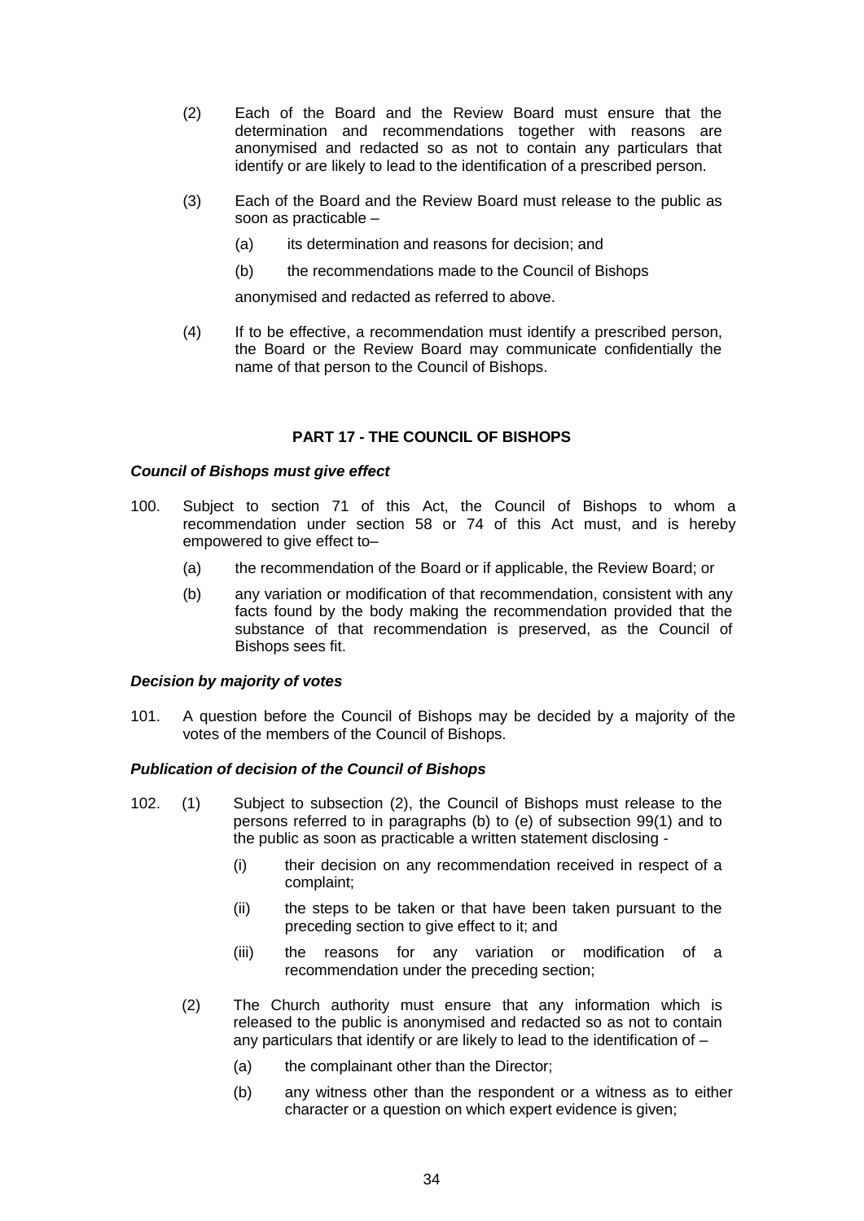(2) Each of the Board and the Review Board must ensure that the determination and recommendations together with reasons are anonymised and redacted so as not to contain any particulars that identify or are likely to lead to the identification of a prescribed person.

(3) Each of the Board and the Review Board must release to the public as soon as practicable –

(a) its determination and reasons for decision; and

(b) the recommendations made to the Council of Bishops

anonymised and redacted as referred to above.

(4) If to be effective, a recommendation must identify a prescribed person, the Board or the Review Board may communicate confidentially the name of that person to the Council of Bishops.

## PART 17 - THE COUNCIL OF BISHOPS

***Council of Bishops must give effect***

100. Subject to section 71 of this Act, the Council of Bishops to whom a recommendation under section 58 or 74 of this Act must, and is hereby empowered to give effect to–

(a) the recommendation of the Board or if applicable, the Review Board; or

(b) any variation or modification of that recommendation, consistent with any facts found by the body making the recommendation provided that the substance of that recommendation is preserved, as the Council of Bishops sees fit.

***Decision by majority of votes***

101. A question before the Council of Bishops may be decided by a majority of the votes of the members of the Council of Bishops.

***Publication of decision of the Council of Bishops***

102. (1) Subject to subsection (2), the Council of Bishops must release to the persons referred to in paragraphs (b) to (e) of subsection 99(1) and to the public as soon as practicable a written statement disclosing -

(i) their decision on any recommendation received in respect of a complaint;

(ii) the steps to be taken or that have been taken pursuant to the preceding section to give effect to it; and

(iii) the reasons for any variation or modification of a recommendation under the preceding section;

(2) The Church authority must ensure that any information which is released to the public is anonymised and redacted so as not to contain any particulars that identify or are likely to lead to the identification of –

(a) the complainant other than the Director;

(b) any witness other than the respondent or a witness as to either character or a question on which expert evidence is given;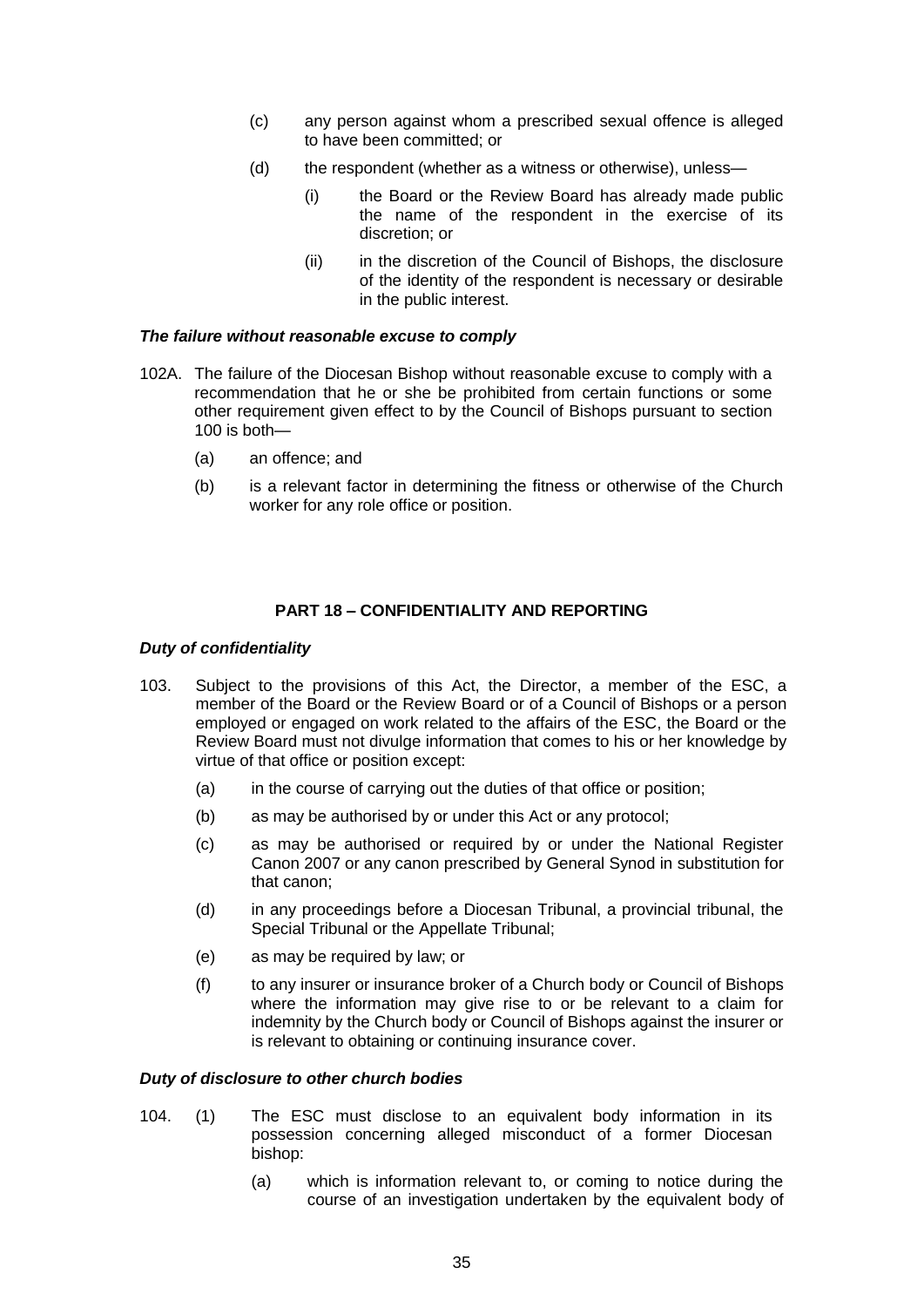(c) any person against whom a prescribed sexual offence is alleged to have been committed; or

(d) the respondent (whether as a witness or otherwise), unless—

   (i) the Board or the Review Board has already made public the name of the respondent in the exercise of its discretion; or

   (ii) in the discretion of the Council of Bishops, the disclosure of the identity of the respondent is necessary or desirable in the public interest.

***The failure without reasonable excuse to comply***

102A. The failure of the Diocesan Bishop without reasonable excuse to comply with a recommendation that he or she be prohibited from certain functions or some other requirement given effect to by the Council of Bishops pursuant to section 100 is both—

(a) an offence; and

(b) is a relevant factor in determining the fitness or otherwise of the Church worker for any role office or position.

## PART 18 – CONFIDENTIALITY AND REPORTING

***Duty of confidentiality***

103. Subject to the provisions of this Act, the Director, a member of the ESC, a member of the Board or the Review Board or of a Council of Bishops or a person employed or engaged on work related to the affairs of the ESC, the Board or the Review Board must not divulge information that comes to his or her knowledge by virtue of that office or position except:

(a) in the course of carrying out the duties of that office or position;

(b) as may be authorised by or under this Act or any protocol;

(c) as may be authorised or required by or under the National Register Canon 2007 or any canon prescribed by General Synod in substitution for that canon;

(d) in any proceedings before a Diocesan Tribunal, a provincial tribunal, the Special Tribunal or the Appellate Tribunal;

(e) as may be required by law; or

(f) to any insurer or insurance broker of a Church body or Council of Bishops where the information may give rise to or be relevant to a claim for indemnity by the Church body or Council of Bishops against the insurer or is relevant to obtaining or continuing insurance cover.

***Duty of disclosure to other church bodies***

104. (1) The ESC must disclose to an equivalent body information in its possession concerning alleged misconduct of a former Diocesan bishop:

   (a) which is information relevant to, or coming to notice during the course of an investigation undertaken by the equivalent body of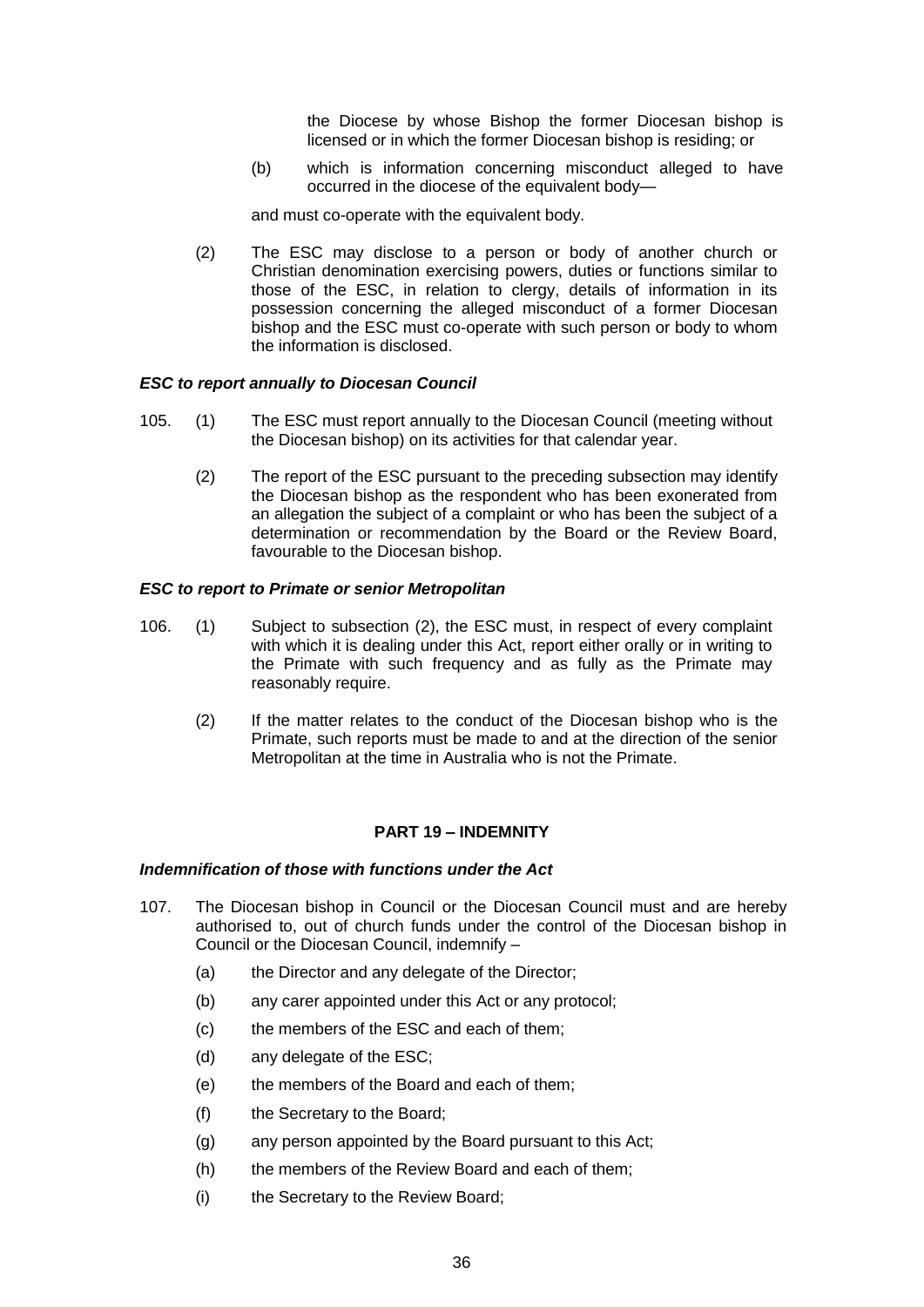the Diocese by whose Bishop the former Diocesan bishop is licensed or in which the former Diocesan bishop is residing; or

(b) which is information concerning misconduct alleged to have occurred in the diocese of the equivalent body—

and must co-operate with the equivalent body.

(2) The ESC may disclose to a person or body of another church or Christian denomination exercising powers, duties or functions similar to those of the ESC, in relation to clergy, details of information in its possession concerning the alleged misconduct of a former Diocesan bishop and the ESC must co-operate with such person or body to whom the information is disclosed.

***ESC to report annually to Diocesan Council***

105. (1) The ESC must report annually to the Diocesan Council (meeting without the Diocesan bishop) on its activities for that calendar year.

(2) The report of the ESC pursuant to the preceding subsection may identify the Diocesan bishop as the respondent who has been exonerated from an allegation the subject of a complaint or who has been the subject of a determination or recommendation by the Board or the Review Board, favourable to the Diocesan bishop.

***ESC to report to Primate or senior Metropolitan***

106. (1) Subject to subsection (2), the ESC must, in respect of every complaint with which it is dealing under this Act, report either orally or in writing to the Primate with such frequency and as fully as the Primate may reasonably require.

(2) If the matter relates to the conduct of the Diocesan bishop who is the Primate, such reports must be made to and at the direction of the senior Metropolitan at the time in Australia who is not the Primate.

## PART 19 – INDEMNITY

***Indemnification of those with functions under the Act***

107. The Diocesan bishop in Council or the Diocesan Council must and are hereby authorised to, out of church funds under the control of the Diocesan bishop in Council or the Diocesan Council, indemnify –

(a) the Director and any delegate of the Director;

(b) any carer appointed under this Act or any protocol;

(c) the members of the ESC and each of them;

(d) any delegate of the ESC;

(e) the members of the Board and each of them;

(f) the Secretary to the Board;

(g) any person appointed by the Board pursuant to this Act;

(h) the members of the Review Board and each of them;

(i) the Secretary to the Review Board;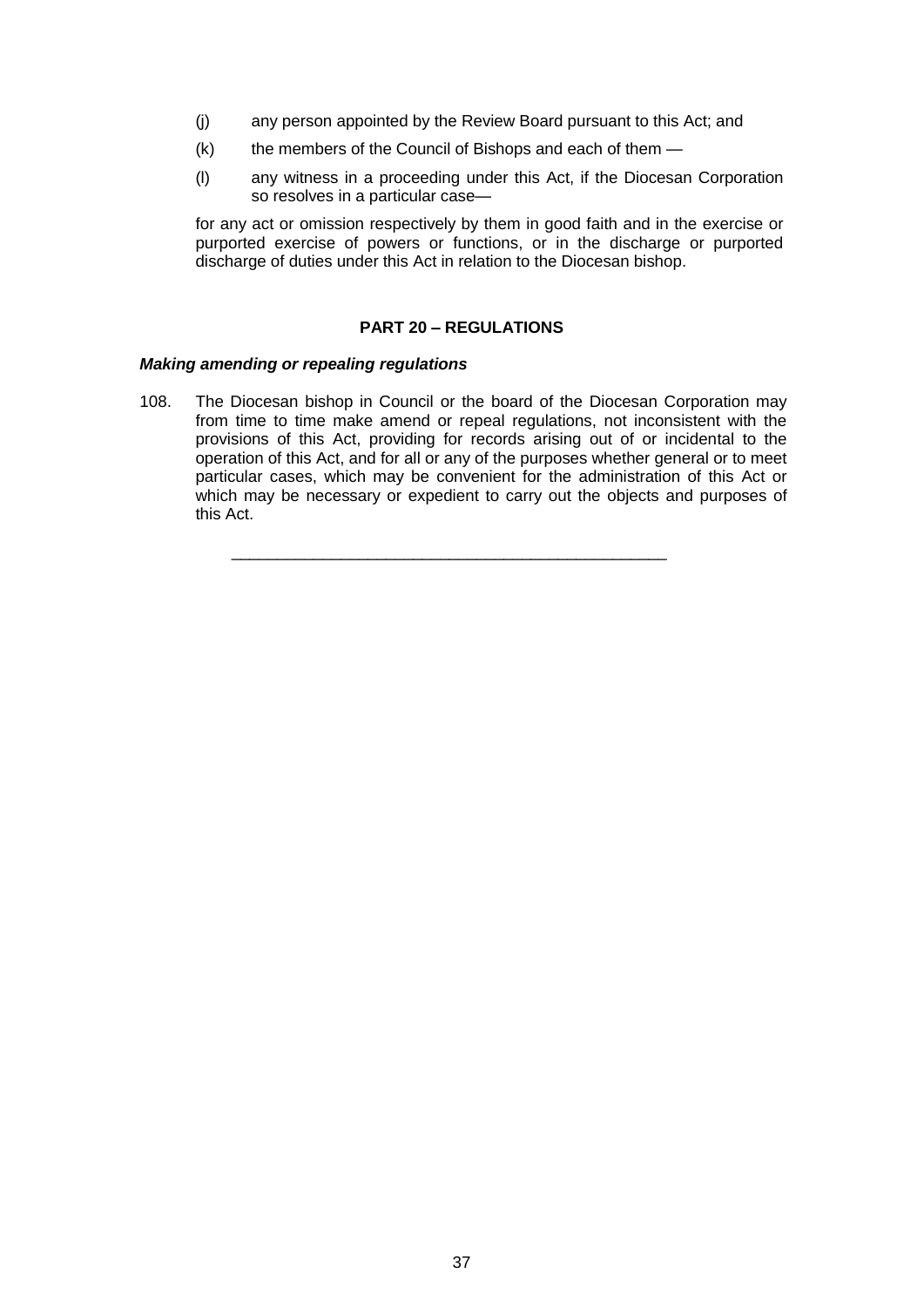(j) any person appointed by the Review Board pursuant to this Act; and

(k) the members of the Council of Bishops and each of them —

(l) any witness in a proceeding under this Act, if the Diocesan Corporation so resolves in a particular case—

for any act or omission respectively by them in good faith and in the exercise or purported exercise of powers or functions, or in the discharge or purported discharge of duties under this Act in relation to the Diocesan bishop.

## PART 20 – REGULATIONS

***Making amending or repealing regulations***

108. The Diocesan bishop in Council or the board of the Diocesan Corporation may from time to time make amend or repeal regulations, not inconsistent with the provisions of this Act, providing for records arising out of or incidental to the operation of this Act, and for all or any of the purposes whether general or to meet particular cases, which may be convenient for the administration of this Act or which may be necessary or expedient to carry out the objects and purposes of this Act.

---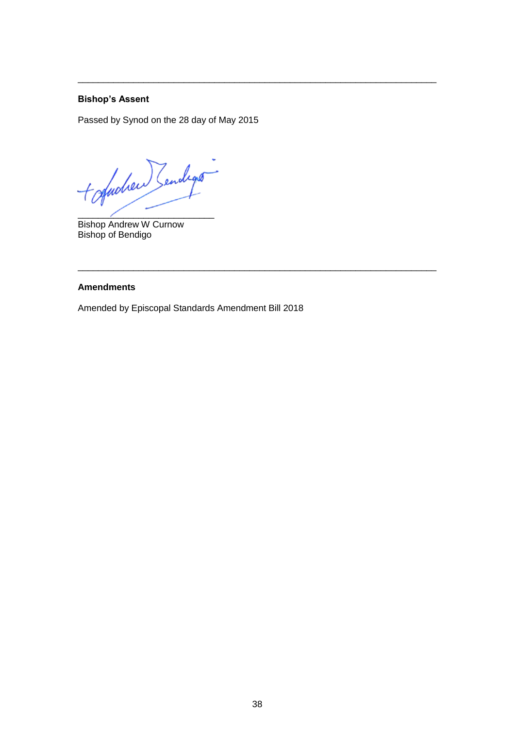---

**Bishop's Assent**

Passed by Synod on the 28 day of May 2015

\_\_\_\_\_\_\_\_\_\_\_\_\_\_\_\_\_\_\_\_\_\_\_\_\_\_\_\_\_\_
Bishop Andrew W Curnow
Bishop of Bendigo

---

**Amendments**

Amended by Episcopal Standards Amendment Bill 2018